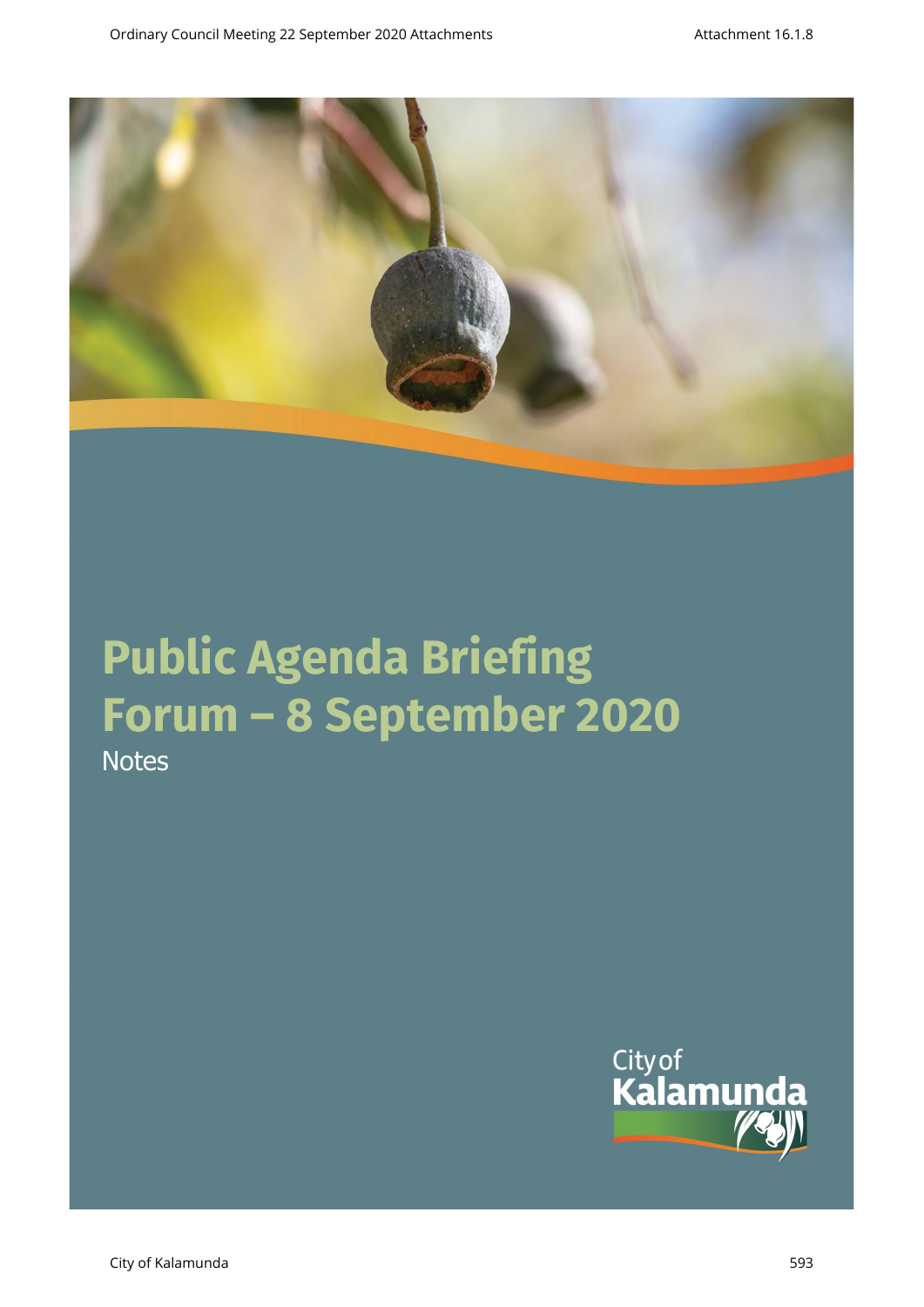# Public Agenda Briefing Forum – 8 September 2020

Notes

City of Kalamunda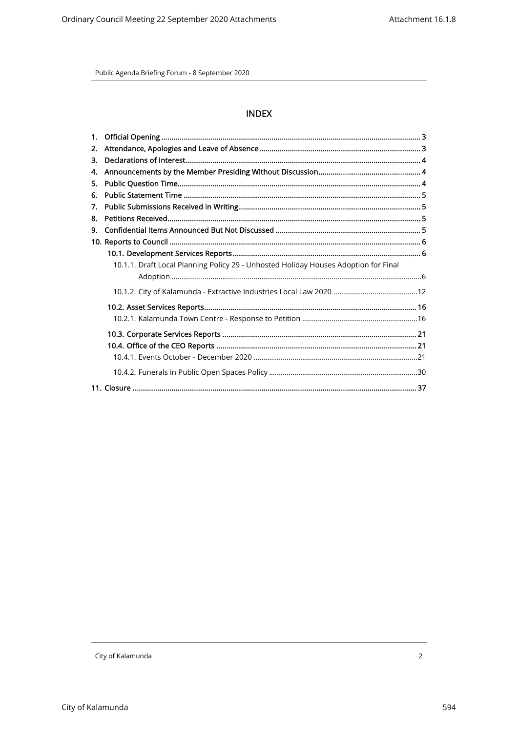Public Agenda Briefing Forum - 8 September 2020

# INDEX

1. Official Opening ........................................................ 3
2. Attendance, Apologies and Leave of Absence ........................................................ 3
3. Declarations of Interest ........................................................ 4
4. Announcements by the Member Presiding Without Discussion ........................................................ 4
5. Public Question Time ........................................................ 4
6. Public Statement Time ........................................................ 5
7. Public Submissions Received in Writing ........................................................ 5
8. Petitions Received ........................................................ 5
9. Confidential Items Announced But Not Discussed ........................................................ 5
10. Reports to Council ........................................................ 6
    - 10.1. Development Services Reports ........................................................ 6
        - 10.1.1. Draft Local Planning Policy 29 - Unhosted Holiday Houses Adoption for Final Adoption ........................................................ 6
        - 10.1.2. City of Kalamunda - Extractive Industries Local Law 2020 ........................................................ 12
    - 10.2. Asset Services Reports ........................................................ 16
        - 10.2.1. Kalamunda Town Centre - Response to Petition ........................................................ 16
    - 10.3. Corporate Services Reports ........................................................ 21
    - 10.4. Office of the CEO Reports ........................................................ 21
        - 10.4.1. Events October - December 2020 ........................................................ 21
        - 10.4.2. Funerals in Public Open Spaces Policy ........................................................ 30
11. Closure ........................................................ 37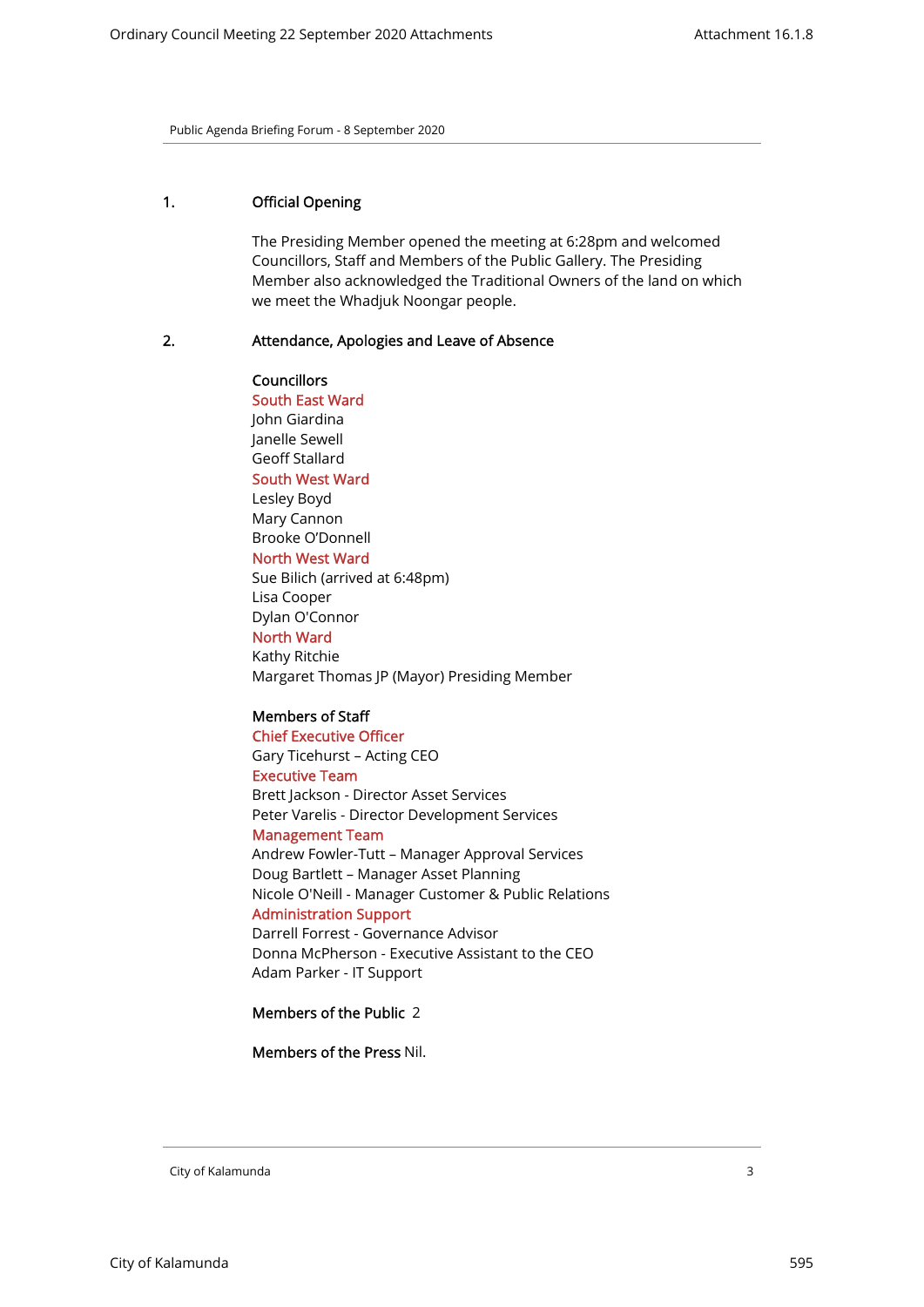## 1. Official Opening

The Presiding Member opened the meeting at 6:28pm and welcomed Councillors, Staff and Members of the Public Gallery. The Presiding Member also acknowledged the Traditional Owners of the land on which we meet the Whadjuk Noongar people.

## 2. Attendance, Apologies and Leave of Absence

**Councillors**

South East Ward
John Giardina
Janelle Sewell
Geoff Stallard

South West Ward
Lesley Boyd
Mary Cannon
Brooke O'Donnell

North West Ward
Sue Bilich (arrived at 6:48pm)
Lisa Cooper
Dylan O'Connor

North Ward
Kathy Ritchie
Margaret Thomas JP (Mayor) Presiding Member

**Members of Staff**

Chief Executive Officer
Gary Ticehurst – Acting CEO

Executive Team
Brett Jackson - Director Asset Services
Peter Varelis - Director Development Services

Management Team
Andrew Fowler-Tutt – Manager Approval Services
Doug Bartlett – Manager Asset Planning
Nicole O'Neill - Manager Customer & Public Relations

Administration Support
Darrell Forrest - Governance Advisor
Donna McPherson - Executive Assistant to the CEO
Adam Parker - IT Support

**Members of the Public** 2

**Members of the Press** Nil.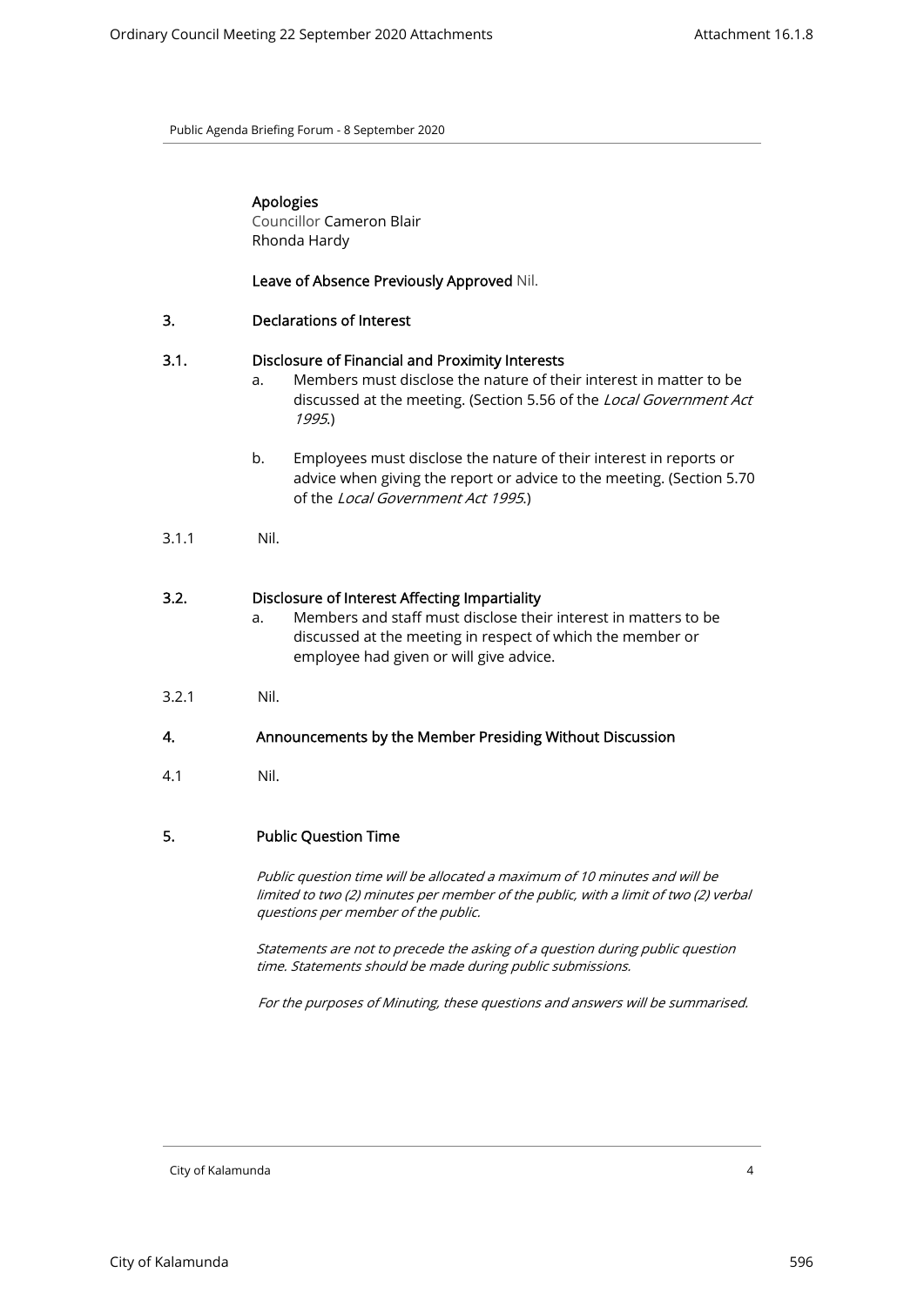**Apologies**
Councillor Cameron Blair
Rhonda Hardy

**Leave of Absence Previously Approved** Nil.

## 3. Declarations of Interest

### 3.1. Disclosure of Financial and Proximity Interests

a. Members must disclose the nature of their interest in matter to be discussed at the meeting. (Section 5.56 of the *Local Government Act 1995*.)

b. Employees must disclose the nature of their interest in reports or advice when giving the report or advice to the meeting. (Section 5.70 of the *Local Government Act 1995*.)

3.1.1 Nil.

### 3.2. Disclosure of Interest Affecting Impartiality

a. Members and staff must disclose their interest in matters to be discussed at the meeting in respect of which the member or employee had given or will give advice.

3.2.1 Nil.

## 4. Announcements by the Member Presiding Without Discussion

4.1 Nil.

## 5. Public Question Time

*Public question time will be allocated a maximum of 10 minutes and will be limited to two (2) minutes per member of the public, with a limit of two (2) verbal questions per member of the public.*

*Statements are not to precede the asking of a question during public question time. Statements should be made during public submissions.*

*For the purposes of Minuting, these questions and answers will be summarised.*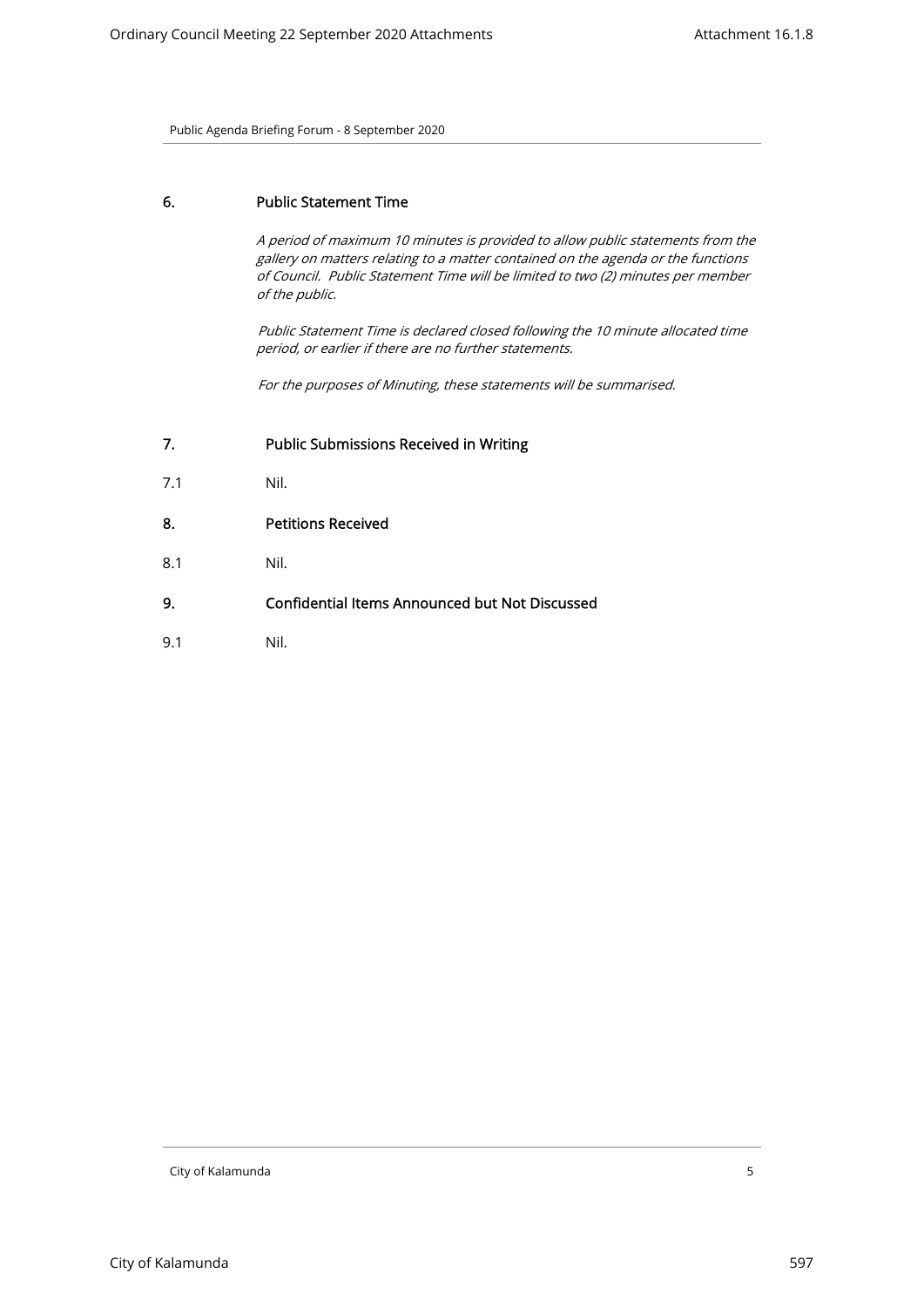## 6. Public Statement Time

*A period of maximum 10 minutes is provided to allow public statements from the gallery on matters relating to a matter contained on the agenda or the functions of Council. Public Statement Time will be limited to two (2) minutes per member of the public.*

*Public Statement Time is declared closed following the 10 minute allocated time period, or earlier if there are no further statements.*

*For the purposes of Minuting, these statements will be summarised.*

## 7. Public Submissions Received in Writing

7.1 Nil.

## 8. Petitions Received

8.1 Nil.

## 9. Confidential Items Announced but Not Discussed

9.1 Nil.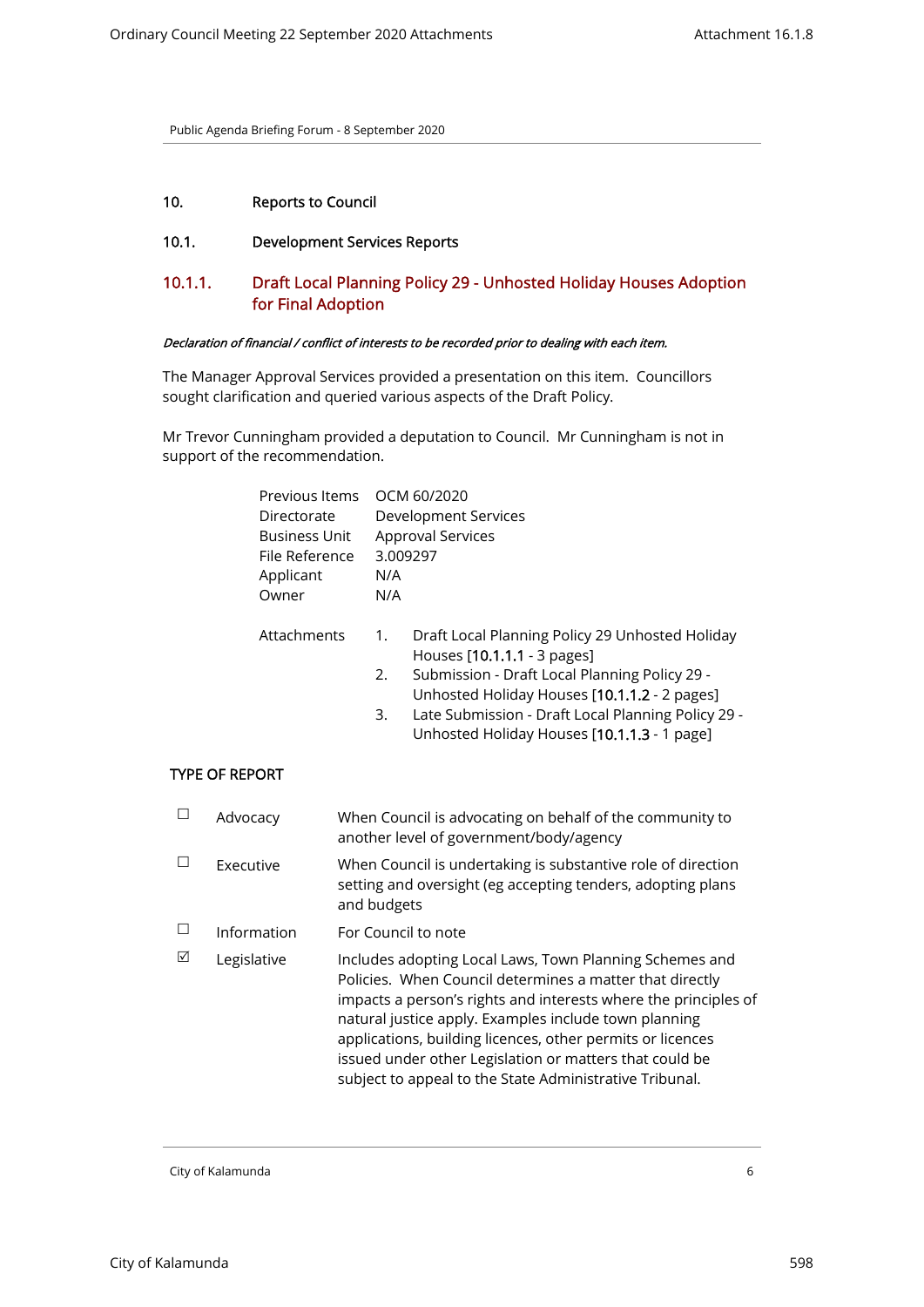Public Agenda Briefing Forum - 8 September 2020

## 10. Reports to Council

### 10.1. Development Services Reports

### 10.1.1. Draft Local Planning Policy 29 - Unhosted Holiday Houses Adoption for Final Adoption

***Declaration of financial / conflict of interests to be recorded prior to dealing with each item.***

The Manager Approval Services provided a presentation on this item. Councillors sought clarification and queried various aspects of the Draft Policy.

Mr Trevor Cunningham provided a deputation to Council. Mr Cunningham is not in support of the recommendation.

| | |
|---|---|
| Previous Items | OCM 60/2020 |
| Directorate | Development Services |
| Business Unit | Approval Services |
| File Reference | 3.009297 |
| Applicant | N/A |
| Owner | N/A |

Attachments
1. Draft Local Planning Policy 29 Unhosted Holiday Houses [10.1.1.1 - 3 pages]
2. Submission - Draft Local Planning Policy 29 - Unhosted Holiday Houses [10.1.1.2 - 2 pages]
3. Late Submission - Draft Local Planning Policy 29 - Unhosted Holiday Houses [10.1.1.3 - 1 page]

#### TYPE OF REPORT

| | | |
|---|---|---|
| ☐ | Advocacy | When Council is advocating on behalf of the community to another level of government/body/agency |
| ☐ | Executive | When Council is undertaking is substantive role of direction setting and oversight (eg accepting tenders, adopting plans and budgets |
| ☐ | Information | For Council to note |
| ☑ | Legislative | Includes adopting Local Laws, Town Planning Schemes and Policies. When Council determines a matter that directly impacts a person's rights and interests where the principles of natural justice apply. Examples include town planning applications, building licences, other permits or licences issued under other Legislation or matters that could be subject to appeal to the State Administrative Tribunal. |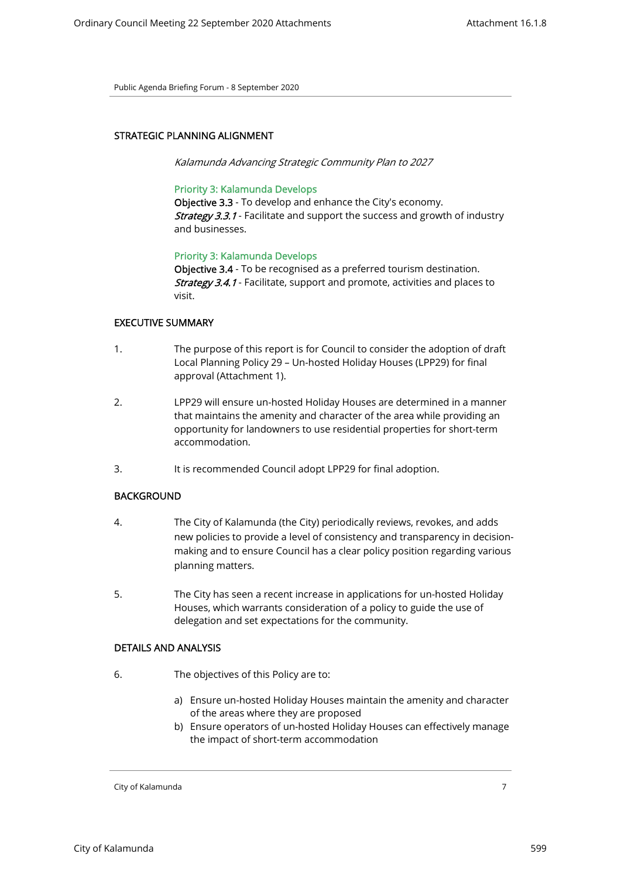## STRATEGIC PLANNING ALIGNMENT

*Kalamunda Advancing Strategic Community Plan to 2027*

Priority 3: Kalamunda Develops
**Objective 3.3** - To develop and enhance the City's economy.
***Strategy 3.3.1*** - Facilitate and support the success and growth of industry and businesses.

Priority 3: Kalamunda Develops
**Objective 3.4** - To be recognised as a preferred tourism destination.
***Strategy 3.4.1*** - Facilitate, support and promote, activities and places to visit.

## EXECUTIVE SUMMARY

1. The purpose of this report is for Council to consider the adoption of draft Local Planning Policy 29 – Un-hosted Holiday Houses (LPP29) for final approval (Attachment 1).

2. LPP29 will ensure un-hosted Holiday Houses are determined in a manner that maintains the amenity and character of the area while providing an opportunity for landowners to use residential properties for short-term accommodation.

3. It is recommended Council adopt LPP29 for final adoption.

## BACKGROUND

4. The City of Kalamunda (the City) periodically reviews, revokes, and adds new policies to provide a level of consistency and transparency in decision-making and to ensure Council has a clear policy position regarding various planning matters.

5. The City has seen a recent increase in applications for un-hosted Holiday Houses, which warrants consideration of a policy to guide the use of delegation and set expectations for the community.

## DETAILS AND ANALYSIS

6. The objectives of this Policy are to:

   a) Ensure un-hosted Holiday Houses maintain the amenity and character of the areas where they are proposed
   b) Ensure operators of un-hosted Holiday Houses can effectively manage the impact of short-term accommodation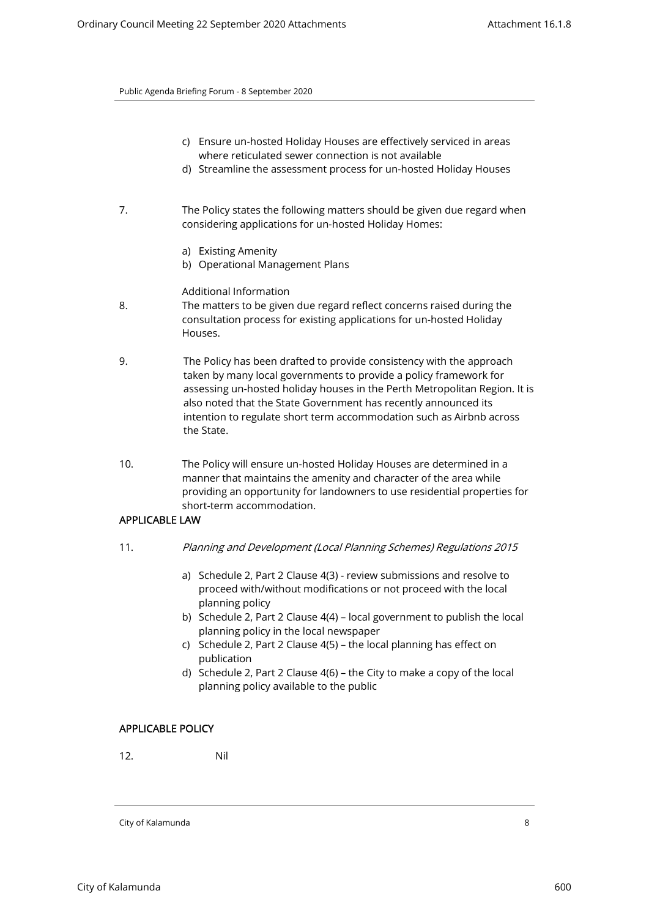c) Ensure un-hosted Holiday Houses are effectively serviced in areas where reticulated sewer connection is not available
d) Streamline the assessment process for un-hosted Holiday Houses

7. The Policy states the following matters should be given due regard when considering applications for un-hosted Holiday Homes:

   a) Existing Amenity
   b) Operational Management Plans

Additional Information

8. The matters to be given due regard reflect concerns raised during the consultation process for existing applications for un-hosted Holiday Houses.

9. The Policy has been drafted to provide consistency with the approach taken by many local governments to provide a policy framework for assessing un-hosted holiday houses in the Perth Metropolitan Region. It is also noted that the State Government has recently announced its intention to regulate short term accommodation such as Airbnb across the State.

10. The Policy will ensure un-hosted Holiday Houses are determined in a manner that maintains the amenity and character of the area while providing an opportunity for landowners to use residential properties for short-term accommodation.

## APPLICABLE LAW

11. *Planning and Development (Local Planning Schemes) Regulations 2015*

   a) Schedule 2, Part 2 Clause 4(3) - review submissions and resolve to proceed with/without modifications or not proceed with the local planning policy
   b) Schedule 2, Part 2 Clause 4(4) – local government to publish the local planning policy in the local newspaper
   c) Schedule 2, Part 2 Clause 4(5) – the local planning has effect on publication
   d) Schedule 2, Part 2 Clause 4(6) – the City to make a copy of the local planning policy available to the public

## APPLICABLE POLICY

12. Nil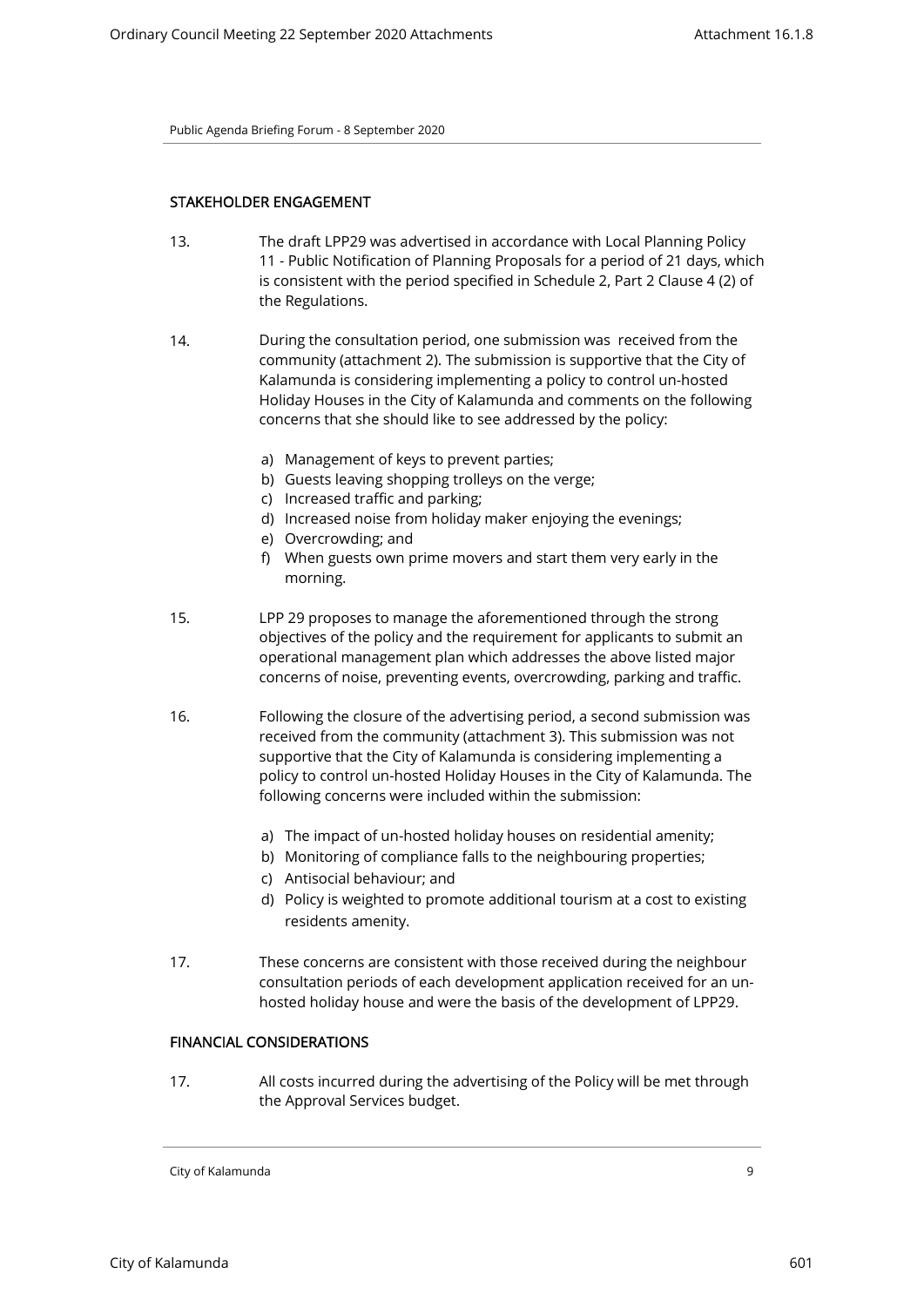## STAKEHOLDER ENGAGEMENT

13. The draft LPP29 was advertised in accordance with Local Planning Policy 11 - Public Notification of Planning Proposals for a period of 21 days, which is consistent with the period specified in Schedule 2, Part 2 Clause 4 (2) of the Regulations.

14. During the consultation period, one submission was received from the community (attachment 2). The submission is supportive that the City of Kalamunda is considering implementing a policy to control un-hosted Holiday Houses in the City of Kalamunda and comments on the following concerns that she should like to see addressed by the policy:

    a) Management of keys to prevent parties;
    b) Guests leaving shopping trolleys on the verge;
    c) Increased traffic and parking;
    d) Increased noise from holiday maker enjoying the evenings;
    e) Overcrowding; and
    f) When guests own prime movers and start them very early in the morning.

15. LPP 29 proposes to manage the aforementioned through the strong objectives of the policy and the requirement for applicants to submit an operational management plan which addresses the above listed major concerns of noise, preventing events, overcrowding, parking and traffic.

16. Following the closure of the advertising period, a second submission was received from the community (attachment 3). This submission was not supportive that the City of Kalamunda is considering implementing a policy to control un-hosted Holiday Houses in the City of Kalamunda. The following concerns were included within the submission:

    a) The impact of un-hosted holiday houses on residential amenity;
    b) Monitoring of compliance falls to the neighbouring properties;
    c) Antisocial behaviour; and
    d) Policy is weighted to promote additional tourism at a cost to existing residents amenity.

17. These concerns are consistent with those received during the neighbour consultation periods of each development application received for an un-hosted holiday house and were the basis of the development of LPP29.

## FINANCIAL CONSIDERATIONS

17. All costs incurred during the advertising of the Policy will be met through the Approval Services budget.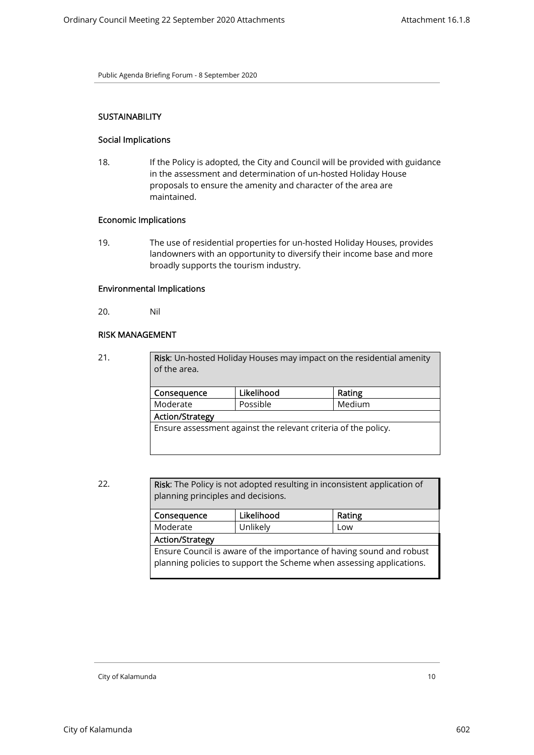## SUSTAINABILITY

### Social Implications

18. If the Policy is adopted, the City and Council will be provided with guidance in the assessment and determination of un-hosted Holiday House proposals to ensure the amenity and character of the area are maintained.

### Economic Implications

19. The use of residential properties for un-hosted Holiday Houses, provides landowners with an opportunity to diversify their income base and more broadly supports the tourism industry.

### Environmental Implications

20. Nil

## RISK MANAGEMENT

21.

| **Risk**: Un-hosted Holiday Houses may impact on the residential amenity of the area. | | |
|---|---|---|
| **Consequence** | **Likelihood** | **Rating** |
| Moderate | Possible | Medium |
| **Action/Strategy** | | |
| Ensure assessment against the relevant criteria of the policy. | | |

22.

| **Risk**: The Policy is not adopted resulting in inconsistent application of planning principles and decisions. | | |
|---|---|---|
| **Consequence** | **Likelihood** | **Rating** |
| Moderate | Unlikely | Low |
| **Action/Strategy** | | |
| Ensure Council is aware of the importance of having sound and robust planning policies to support the Scheme when assessing applications. | | |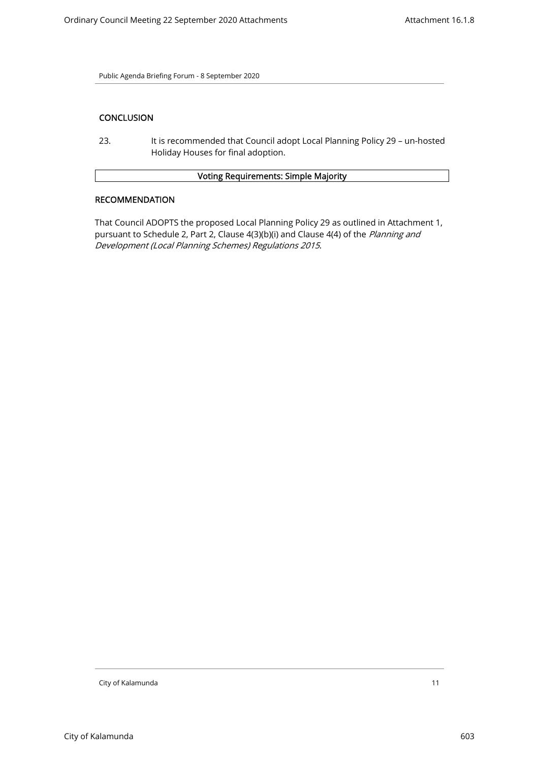### CONCLUSION

23. It is recommended that Council adopt Local Planning Policy 29 – un-hosted Holiday Houses for final adoption.

| Voting Requirements: Simple Majority |
| --- |

### RECOMMENDATION

That Council ADOPTS the proposed Local Planning Policy 29 as outlined in Attachment 1, pursuant to Schedule 2, Part 2, Clause 4(3)(b)(i) and Clause 4(4) of the *Planning and Development (Local Planning Schemes) Regulations 2015*.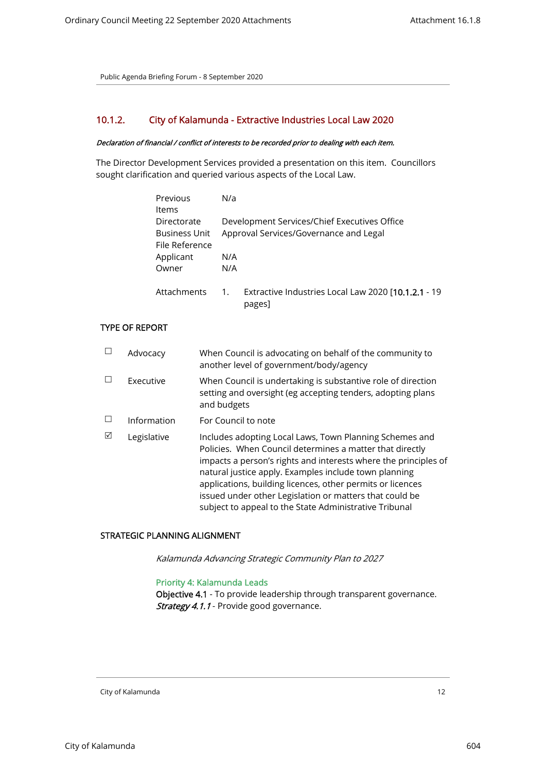Public Agenda Briefing Forum - 8 September 2020

## 10.1.2. City of Kalamunda - Extractive Industries Local Law 2020

***Declaration of financial / conflict of interests to be recorded prior to dealing with each item.***

The Director Development Services provided a presentation on this item. Councillors sought clarification and queried various aspects of the Local Law.

| | |
|---|---|
| Previous Items | N/a |
| Directorate | Development Services/Chief Executives Office |
| Business Unit | Approval Services/Governance and Legal |
| File Reference | |
| Applicant | N/A |
| Owner | N/A |
| Attachments | 1. Extractive Industries Local Law 2020 [**10.1.2.1** - 19 pages] |

### TYPE OF REPORT

| | | |
|---|---|---|
| ☐ | Advocacy | When Council is advocating on behalf of the community to another level of government/body/agency |
| ☐ | Executive | When Council is undertaking is substantive role of direction setting and oversight (eg accepting tenders, adopting plans and budgets |
| ☐ | Information | For Council to note |
| ☑ | Legislative | Includes adopting Local Laws, Town Planning Schemes and Policies. When Council determines a matter that directly impacts a person's rights and interests where the principles of natural justice apply. Examples include town planning applications, building licences, other permits or licences issued under other Legislation or matters that could be subject to appeal to the State Administrative Tribunal |

### STRATEGIC PLANNING ALIGNMENT

*Kalamunda Advancing Strategic Community Plan to 2027*

Priority 4: Kalamunda Leads

**Objective 4.1** - To provide leadership through transparent governance.

***Strategy 4.1.1*** - Provide good governance.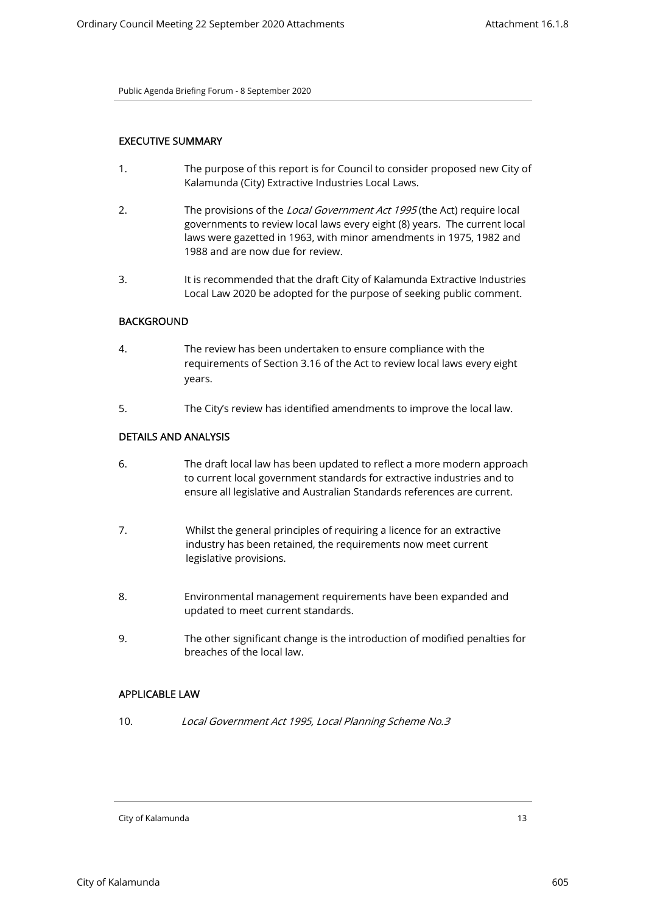## EXECUTIVE SUMMARY

1. The purpose of this report is for Council to consider proposed new City of Kalamunda (City) Extractive Industries Local Laws.

2. The provisions of the *Local Government Act 1995* (the Act) require local governments to review local laws every eight (8) years. The current local laws were gazetted in 1963, with minor amendments in 1975, 1982 and 1988 and are now due for review.

3. It is recommended that the draft City of Kalamunda Extractive Industries Local Law 2020 be adopted for the purpose of seeking public comment.

## BACKGROUND

4. The review has been undertaken to ensure compliance with the requirements of Section 3.16 of the Act to review local laws every eight years.

5. The City's review has identified amendments to improve the local law.

## DETAILS AND ANALYSIS

6. The draft local law has been updated to reflect a more modern approach to current local government standards for extractive industries and to ensure all legislative and Australian Standards references are current.

7. Whilst the general principles of requiring a licence for an extractive industry has been retained, the requirements now meet current legislative provisions.

8. Environmental management requirements have been expanded and updated to meet current standards.

9. The other significant change is the introduction of modified penalties for breaches of the local law.

## APPLICABLE LAW

10. *Local Government Act 1995, Local Planning Scheme No.3*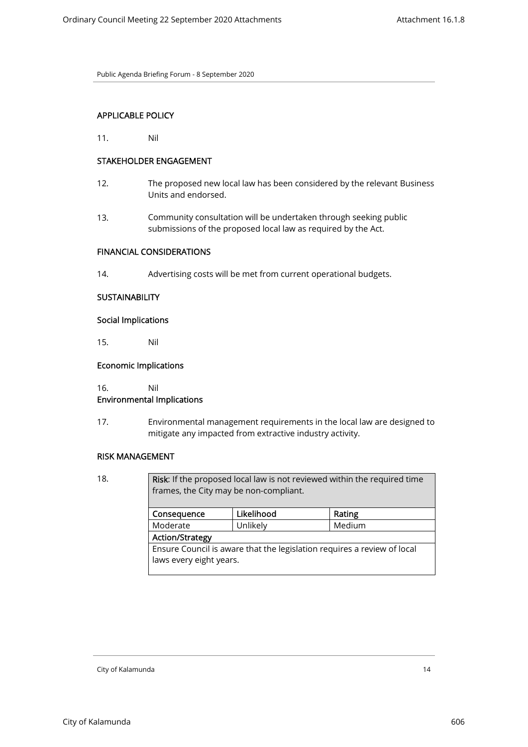## APPLICABLE POLICY

11. Nil

## STAKEHOLDER ENGAGEMENT

12. The proposed new local law has been considered by the relevant Business Units and endorsed.

13. Community consultation will be undertaken through seeking public submissions of the proposed local law as required by the Act.

## FINANCIAL CONSIDERATIONS

14. Advertising costs will be met from current operational budgets.

## SUSTAINABILITY

### Social Implications

15. Nil

### Economic Implications

16. Nil

### Environmental Implications

17. Environmental management requirements in the local law are designed to mitigate any impacted from extractive industry activity.

## RISK MANAGEMENT

18.

| **Risk**: If the proposed local law is not reviewed within the required time frames, the City may be non-compliant. | | |
|---|---|---|
| **Consequence** | **Likelihood** | **Rating** |
| Moderate | Unlikely | Medium |
| **Action/Strategy** | | |
| Ensure Council is aware that the legislation requires a review of local laws every eight years. | | |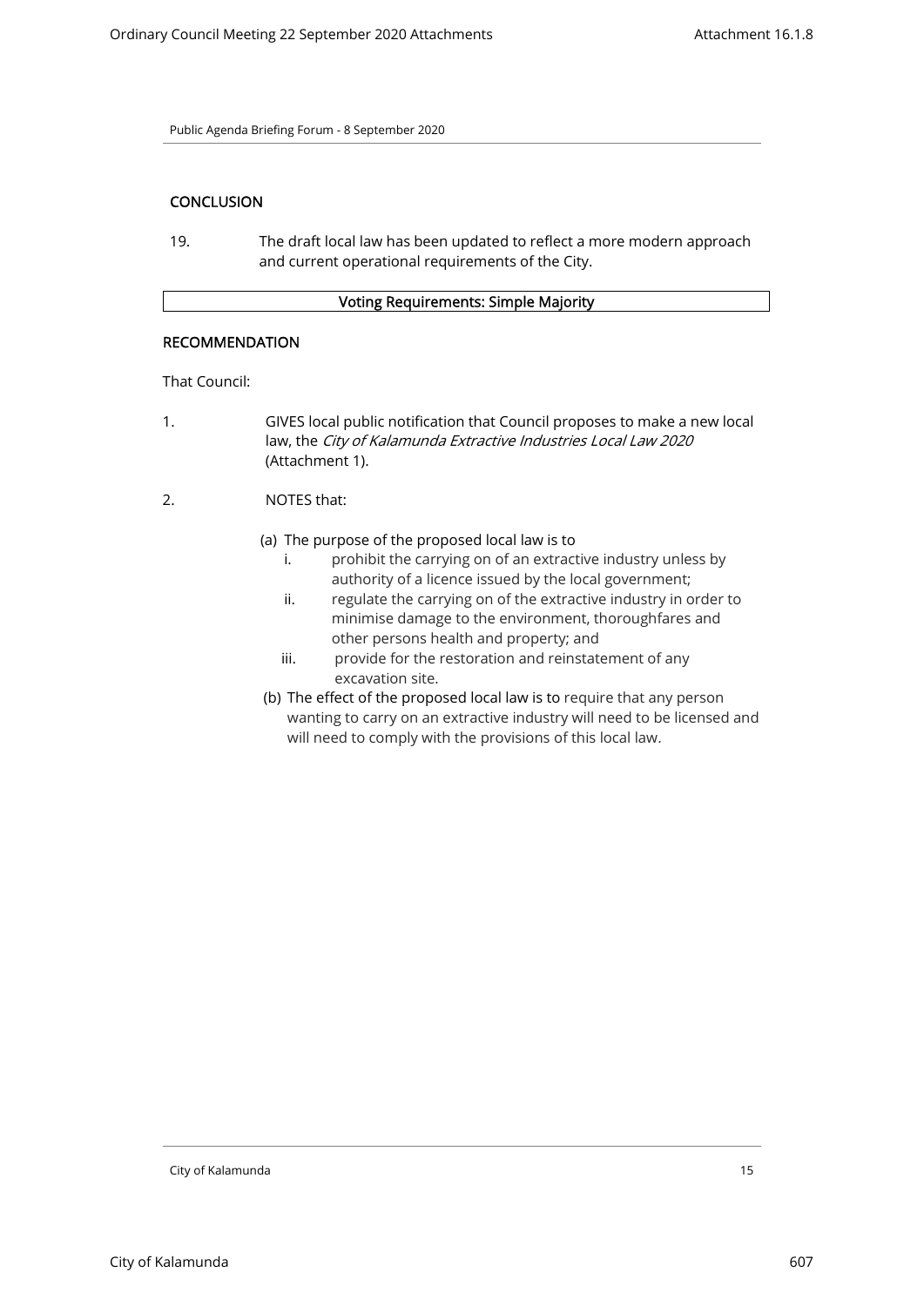## CONCLUSION

19. The draft local law has been updated to reflect a more modern approach and current operational requirements of the City.

**Voting Requirements: Simple Majority**

## RECOMMENDATION

That Council:

1. GIVES local public notification that Council proposes to make a new local law, the *City of Kalamunda Extractive Industries Local Law 2020* (Attachment 1).

2. NOTES that:

   (a) The purpose of the proposed local law is to
      i. prohibit the carrying on of an extractive industry unless by authority of a licence issued by the local government;
      ii. regulate the carrying on of the extractive industry in order to minimise damage to the environment, thoroughfares and other persons health and property; and
      iii. provide for the restoration and reinstatement of any excavation site.

   (b) The effect of the proposed local law is to require that any person wanting to carry on an extractive industry will need to be licensed and will need to comply with the provisions of this local law.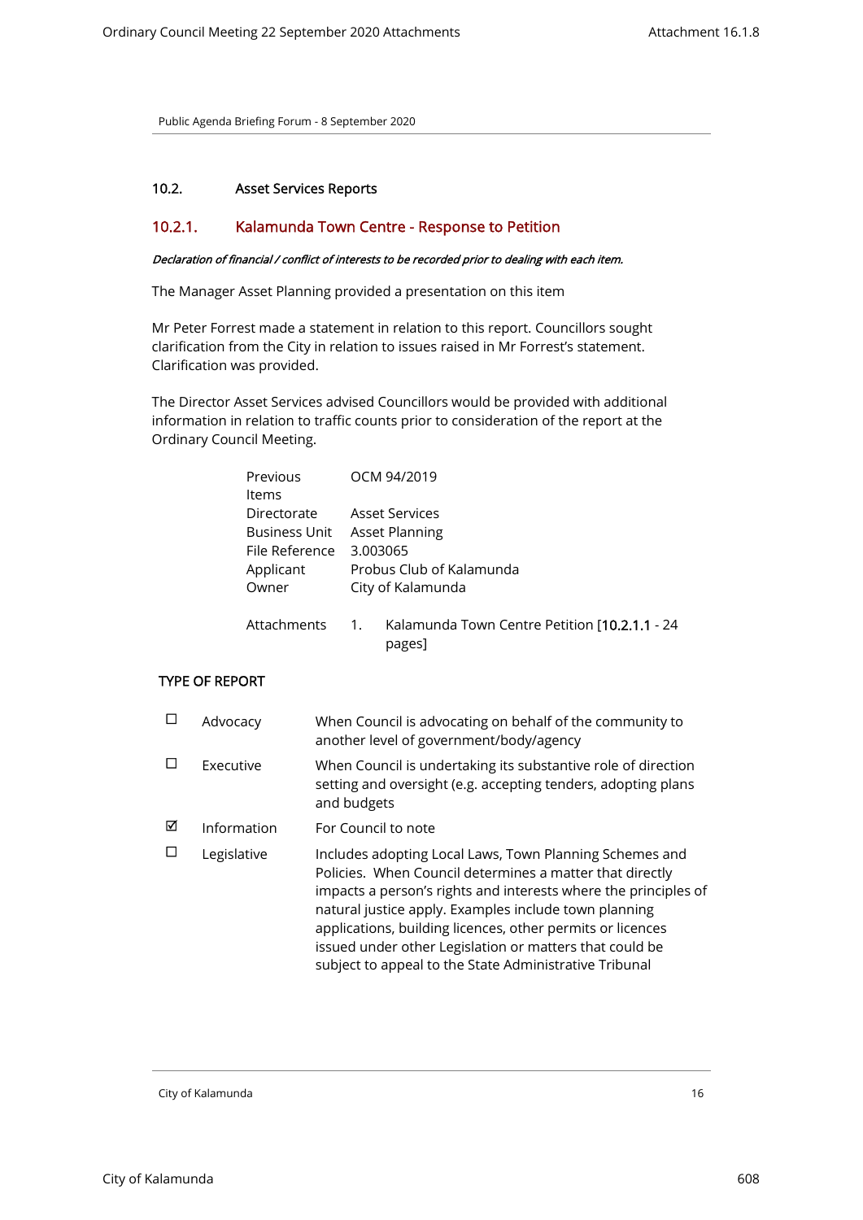## 10.2. Asset Services Reports

### 10.2.1. Kalamunda Town Centre - Response to Petition

*Declaration of financial / conflict of interests to be recorded prior to dealing with each item.*

The Manager Asset Planning provided a presentation on this item

Mr Peter Forrest made a statement in relation to this report. Councillors sought clarification from the City in relation to issues raised in Mr Forrest's statement. Clarification was provided.

The Director Asset Services advised Councillors would be provided with additional information in relation to traffic counts prior to consideration of the report at the Ordinary Council Meeting.

| | |
|---|---|
| Previous Items | OCM 94/2019 |
| Directorate | Asset Services |
| Business Unit | Asset Planning |
| File Reference | 3.003065 |
| Applicant | Probus Club of Kalamunda |
| Owner | City of Kalamunda |
| Attachments | 1. Kalamunda Town Centre Petition [10.2.1.1 - 24 pages] |

**TYPE OF REPORT**

| | | |
|---|---|---|
| ☐ | Advocacy | When Council is advocating on behalf of the community to another level of government/body/agency |
| ☐ | Executive | When Council is undertaking its substantive role of direction setting and oversight (e.g. accepting tenders, adopting plans and budgets |
| ☑ | Information | For Council to note |
| ☐ | Legislative | Includes adopting Local Laws, Town Planning Schemes and Policies. When Council determines a matter that directly impacts a person's rights and interests where the principles of natural justice apply. Examples include town planning applications, building licences, other permits or licences issued under other Legislation or matters that could be subject to appeal to the State Administrative Tribunal |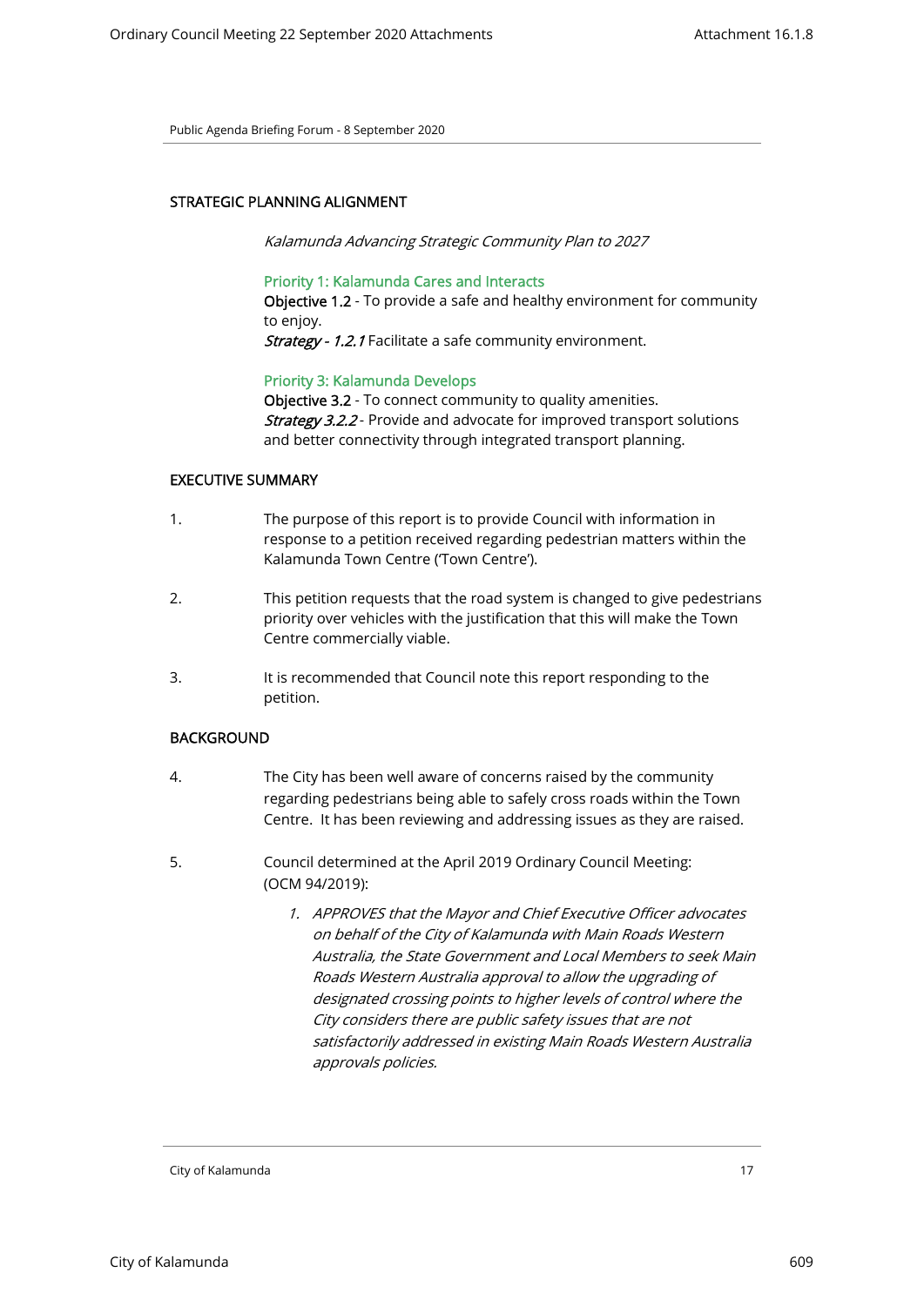## STRATEGIC PLANNING ALIGNMENT

*Kalamunda Advancing Strategic Community Plan to 2027*

**Priority 1: Kalamunda Cares and Interacts**
**Objective 1.2** - To provide a safe and healthy environment for community to enjoy.
***Strategy - 1.2.1*** Facilitate a safe community environment.

**Priority 3: Kalamunda Develops**
**Objective 3.2** - To connect community to quality amenities.
***Strategy 3.2.2*** - Provide and advocate for improved transport solutions and better connectivity through integrated transport planning.

## EXECUTIVE SUMMARY

1. The purpose of this report is to provide Council with information in response to a petition received regarding pedestrian matters within the Kalamunda Town Centre ('Town Centre').

2. This petition requests that the road system is changed to give pedestrians priority over vehicles with the justification that this will make the Town Centre commercially viable.

3. It is recommended that Council note this report responding to the petition.

## BACKGROUND

4. The City has been well aware of concerns raised by the community regarding pedestrians being able to safely cross roads within the Town Centre. It has been reviewing and addressing issues as they are raised.

5. Council determined at the April 2019 Ordinary Council Meeting: (OCM 94/2019):

   1. *APPROVES that the Mayor and Chief Executive Officer advocates on behalf of the City of Kalamunda with Main Roads Western Australia, the State Government and Local Members to seek Main Roads Western Australia approval to allow the upgrading of designated crossing points to higher levels of control where the City considers there are public safety issues that are not satisfactorily addressed in existing Main Roads Western Australia approvals policies.*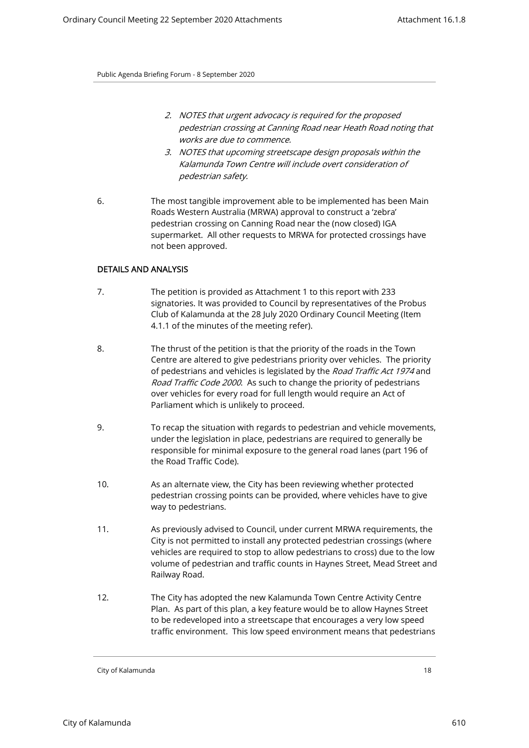*2. NOTES that urgent advocacy is required for the proposed pedestrian crossing at Canning Road near Heath Road noting that works are due to commence.*

*3. NOTES that upcoming streetscape design proposals within the Kalamunda Town Centre will include overt consideration of pedestrian safety.*

6. The most tangible improvement able to be implemented has been Main Roads Western Australia (MRWA) approval to construct a 'zebra' pedestrian crossing on Canning Road near the (now closed) IGA supermarket. All other requests to MRWA for protected crossings have not been approved.

**DETAILS AND ANALYSIS**

7. The petition is provided as Attachment 1 to this report with 233 signatories. It was provided to Council by representatives of the Probus Club of Kalamunda at the 28 July 2020 Ordinary Council Meeting (Item 4.1.1 of the minutes of the meeting refer).

8. The thrust of the petition is that the priority of the roads in the Town Centre are altered to give pedestrians priority over vehicles. The priority of pedestrians and vehicles is legislated by the *Road Traffic Act 1974* and *Road Traffic Code 2000*. As such to change the priority of pedestrians over vehicles for every road for full length would require an Act of Parliament which is unlikely to proceed.

9. To recap the situation with regards to pedestrian and vehicle movements, under the legislation in place, pedestrians are required to generally be responsible for minimal exposure to the general road lanes (part 196 of the Road Traffic Code).

10. As an alternate view, the City has been reviewing whether protected pedestrian crossing points can be provided, where vehicles have to give way to pedestrians.

11. As previously advised to Council, under current MRWA requirements, the City is not permitted to install any protected pedestrian crossings (where vehicles are required to stop to allow pedestrians to cross) due to the low volume of pedestrian and traffic counts in Haynes Street, Mead Street and Railway Road.

12. The City has adopted the new Kalamunda Town Centre Activity Centre Plan. As part of this plan, a key feature would be to allow Haynes Street to be redeveloped into a streetscape that encourages a very low speed traffic environment. This low speed environment means that pedestrians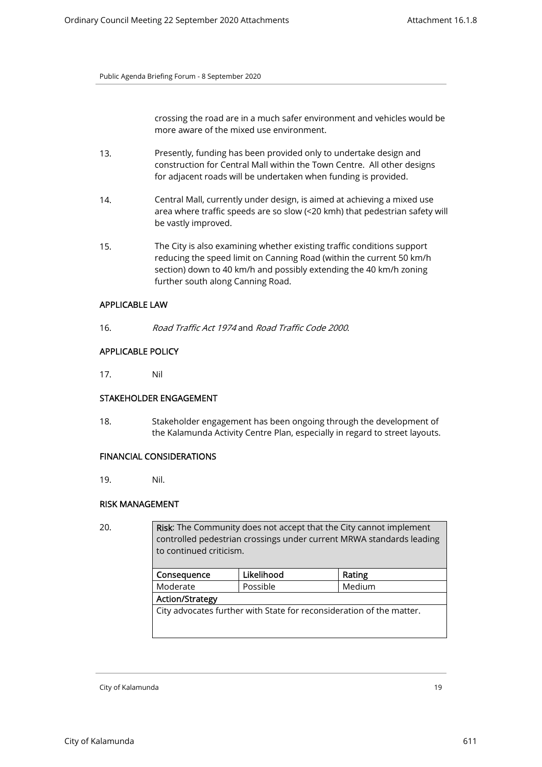crossing the road are in a much safer environment and vehicles would be more aware of the mixed use environment.

13. Presently, funding has been provided only to undertake design and construction for Central Mall within the Town Centre. All other designs for adjacent roads will be undertaken when funding is provided.

14. Central Mall, currently under design, is aimed at achieving a mixed use area where traffic speeds are so slow (<20 kmh) that pedestrian safety will be vastly improved.

15. The City is also examining whether existing traffic conditions support reducing the speed limit on Canning Road (within the current 50 km/h section) down to 40 km/h and possibly extending the 40 km/h zoning further south along Canning Road.

### APPLICABLE LAW

16. *Road Traffic Act 1974* and *Road Traffic Code 2000*.

### APPLICABLE POLICY

17. Nil

### STAKEHOLDER ENGAGEMENT

18. Stakeholder engagement has been ongoing through the development of the Kalamunda Activity Centre Plan, especially in regard to street layouts.

### FINANCIAL CONSIDERATIONS

19. Nil.

### RISK MANAGEMENT

20.

| **Risk**: The Community does not accept that the City cannot implement controlled pedestrian crossings under current MRWA standards leading to continued criticism. | | |
|---|---|---|
| **Consequence** | **Likelihood** | **Rating** |
| Moderate | Possible | Medium |
| **Action/Strategy** | | |
| City advocates further with State for reconsideration of the matter. | | |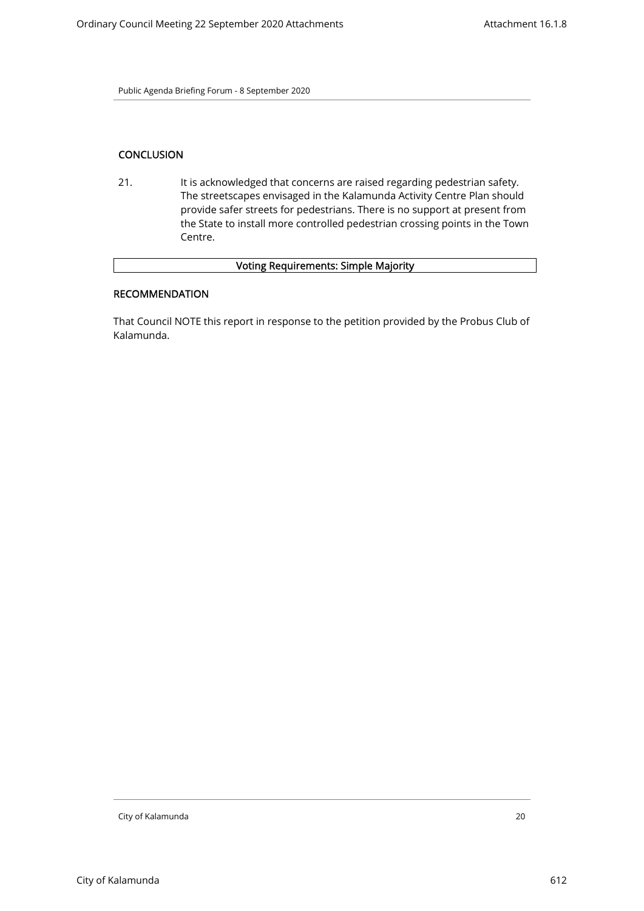### CONCLUSION

21. It is acknowledged that concerns are raised regarding pedestrian safety. The streetscapes envisaged in the Kalamunda Activity Centre Plan should provide safer streets for pedestrians. There is no support at present from the State to install more controlled pedestrian crossing points in the Town Centre.

| Voting Requirements: Simple Majority |
| --- |

### RECOMMENDATION

That Council NOTE this report in response to the petition provided by the Probus Club of Kalamunda.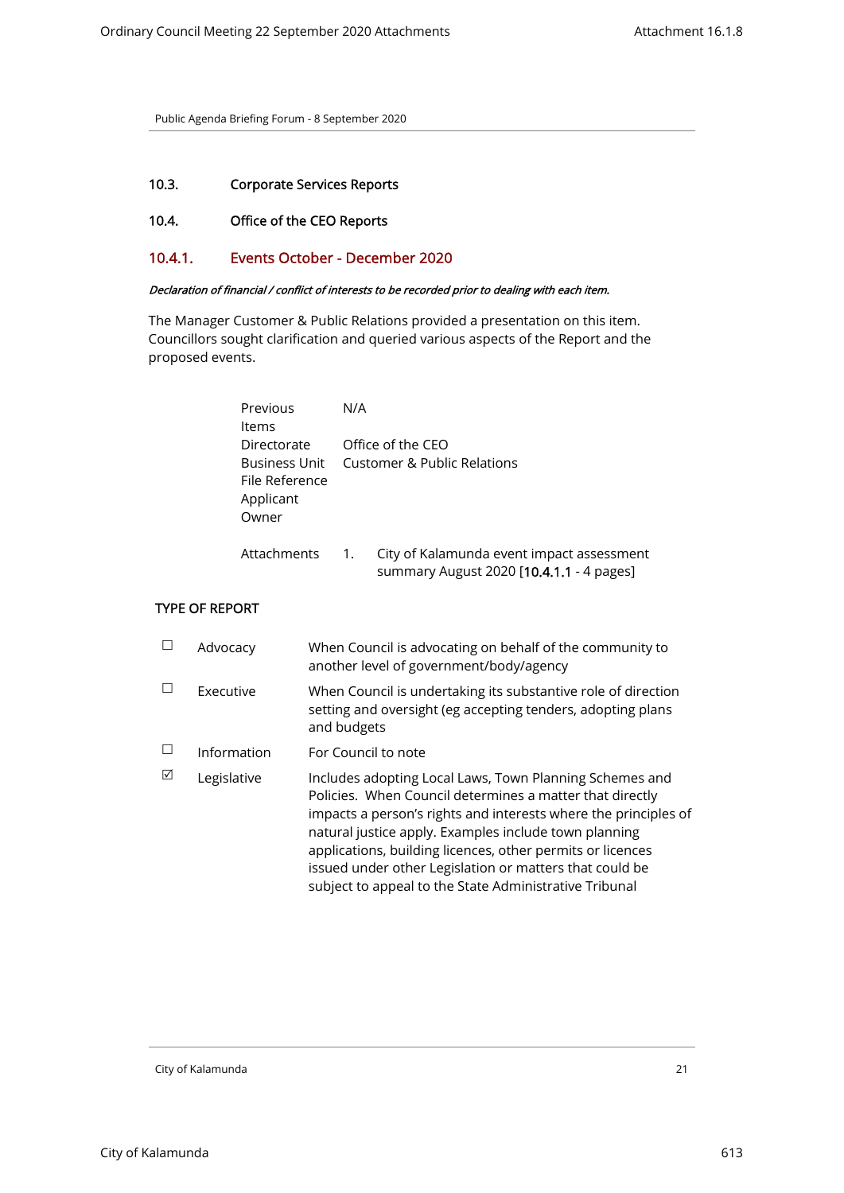## 10.3. Corporate Services Reports

## 10.4. Office of the CEO Reports

### 10.4.1. Events October - December 2020

***Declaration of financial / conflict of interests to be recorded prior to dealing with each item.***

The Manager Customer & Public Relations provided a presentation on this item. Councillors sought clarification and queried various aspects of the Report and the proposed events.

| | |
|---|---|
| Previous Items | N/A |
| Directorate | Office of the CEO |
| Business Unit | Customer & Public Relations |
| File Reference | |
| Applicant | |
| Owner | |
| Attachments | 1. City of Kalamunda event impact assessment summary August 2020 [10.4.1.1 - 4 pages] |

**TYPE OF REPORT**

| | | |
|---|---|---|
| ☐ | Advocacy | When Council is advocating on behalf of the community to another level of government/body/agency |
| ☐ | Executive | When Council is undertaking its substantive role of direction setting and oversight (eg accepting tenders, adopting plans and budgets |
| ☐ | Information | For Council to note |
| ☑ | Legislative | Includes adopting Local Laws, Town Planning Schemes and Policies. When Council determines a matter that directly impacts a person's rights and interests where the principles of natural justice apply. Examples include town planning applications, building licences, other permits or licences issued under other Legislation or matters that could be subject to appeal to the State Administrative Tribunal |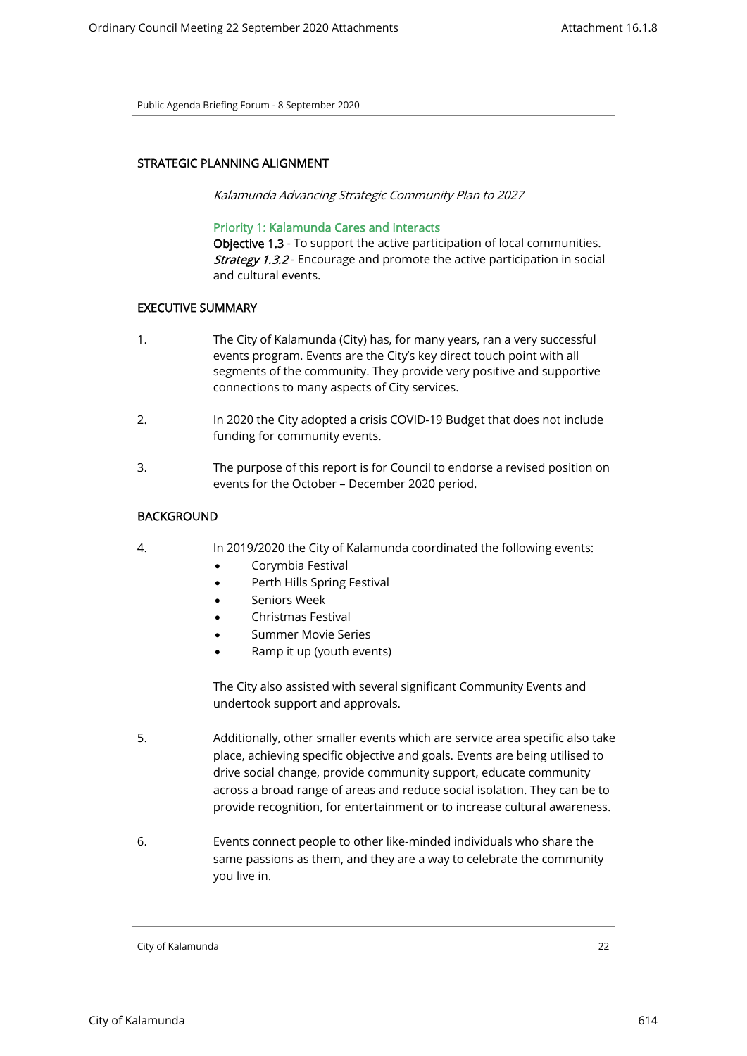## STRATEGIC PLANNING ALIGNMENT

*Kalamunda Advancing Strategic Community Plan to 2027*

Priority 1: Kalamunda Cares and Interacts
**Objective 1.3** - To support the active participation of local communities.
***Strategy 1.3.2*** - Encourage and promote the active participation in social and cultural events.

## EXECUTIVE SUMMARY

1. The City of Kalamunda (City) has, for many years, ran a very successful events program. Events are the City's key direct touch point with all segments of the community. They provide very positive and supportive connections to many aspects of City services.

2. In 2020 the City adopted a crisis COVID-19 Budget that does not include funding for community events.

3. The purpose of this report is for Council to endorse a revised position on events for the October – December 2020 period.

## BACKGROUND

4. In 2019/2020 the City of Kalamunda coordinated the following events:
   - Corymbia Festival
   - Perth Hills Spring Festival
   - Seniors Week
   - Christmas Festival
   - Summer Movie Series
   - Ramp it up (youth events)

   The City also assisted with several significant Community Events and undertook support and approvals.

5. Additionally, other smaller events which are service area specific also take place, achieving specific objective and goals. Events are being utilised to drive social change, provide community support, educate community across a broad range of areas and reduce social isolation. They can be to provide recognition, for entertainment or to increase cultural awareness.

6. Events connect people to other like-minded individuals who share the same passions as them, and they are a way to celebrate the community you live in.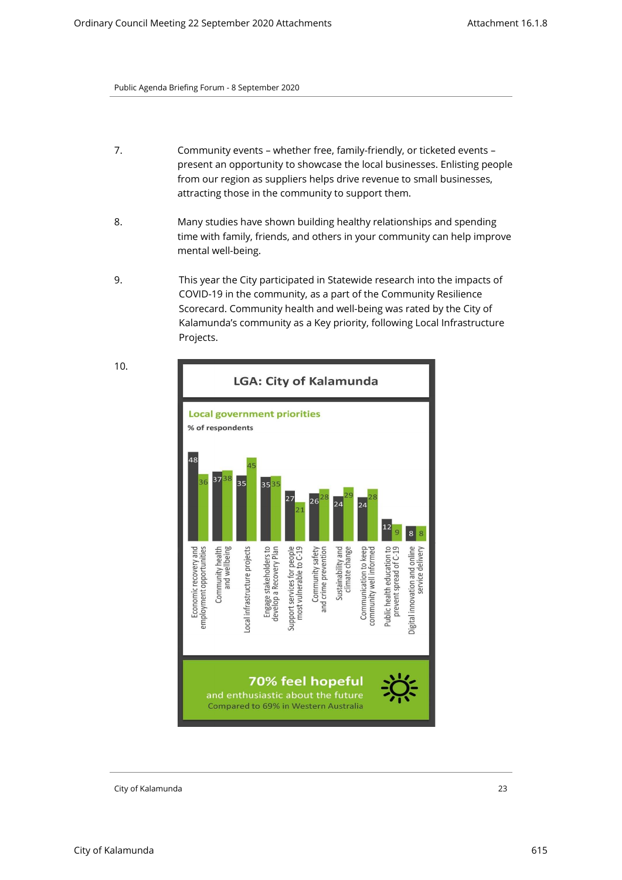Public Agenda Briefing Forum - 8 September 2020

7. Community events – whether free, family-friendly, or ticketed events – present an opportunity to showcase the local businesses. Enlisting people from our region as suppliers helps drive revenue to small businesses, attracting those in the community to support them.

8. Many studies have shown building healthy relationships and spending time with family, friends, and others in your community can help improve mental well-being.

9. This year the City participated in Statewide research into the impacts of COVID-19 in the community, as a part of the Community Resilience Scorecard. Community health and well-being was rated by the City of Kalamunda's community as a Key priority, following Local Infrastructure Projects.

10.

**LGA: City of Kalamunda**

**Local government priorities**

**% of respondents**

| Priority | City of Kalamunda | Western Australia |
|---|---|---|
| Economic recovery and employment opportunities | 48 | 36 |
| Community health and wellbeing | 37 | 38 |
| Local infrastructure projects | 35 | 45 |
| Engage stakeholders to develop a Recovery Plan | 35 | 35 |
| Support services for people most vulnerable to C-19 | 27 | 21 |
| Community safety and crime prevention | 26 | 28 |
| Sustainability and climate change | 24 | 29 |
| Communication to keep community well informed | 24 | 28 |
| Public health education to prevent spread of C-19 | 12 | 9 |
| Digital innovation and online service delivery | 8 | 8 |

**70% feel hopeful**
and enthusiastic about the future
Compared to 69% in Western Australia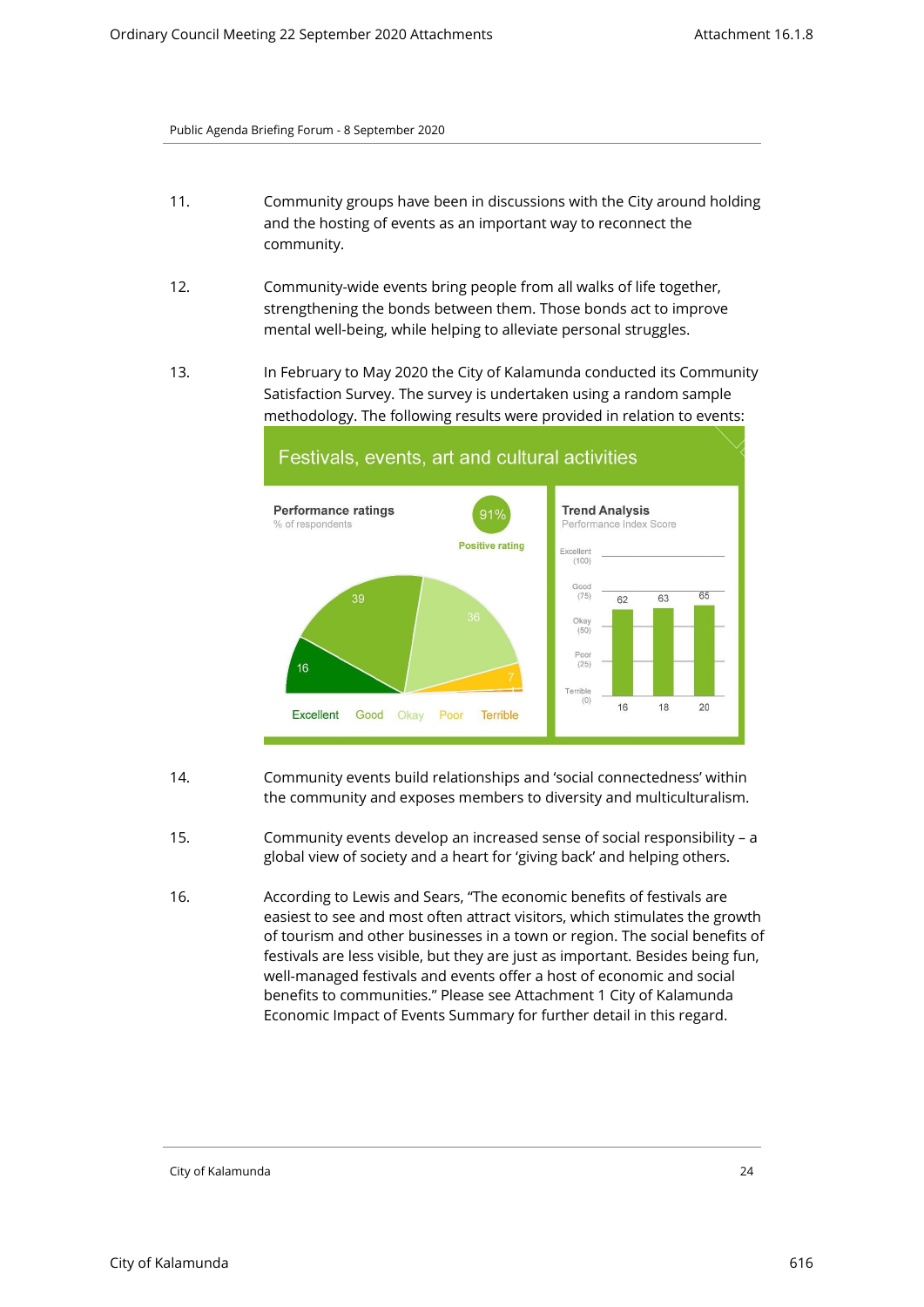11. Community groups have been in discussions with the City around holding and the hosting of events as an important way to reconnect the community.

12. Community-wide events bring people from all walks of life together, strengthening the bonds between them. Those bonds act to improve mental well-being, while helping to alleviate personal struggles.

13. In February to May 2020 the City of Kalamunda conducted its Community Satisfaction Survey. The survey is undertaken using a random sample methodology. The following results were provided in relation to events:

**Festivals, events, art and cultural activities**

**Performance ratings** (% of respondents) — 91% Positive rating

| Excellent | Good | Okay | Poor | Terrible |
|---|---|---|---|---|
| 16 | 39 | 36 | 7 | |

**Trend Analysis** (Performance Index Score)

| Year | 16 | 18 | 20 |
|---|---|---|---|
| Score | 62 | 63 | 65 |

14. Community events build relationships and 'social connectedness' within the community and exposes members to diversity and multiculturalism.

15. Community events develop an increased sense of social responsibility – a global view of society and a heart for 'giving back' and helping others.

16. According to Lewis and Sears, "The economic benefits of festivals are easiest to see and most often attract visitors, which stimulates the growth of tourism and other businesses in a town or region. The social benefits of festivals are less visible, but they are just as important. Besides being fun, well-managed festivals and events offer a host of economic and social benefits to communities." Please see Attachment 1 City of Kalamunda Economic Impact of Events Summary for further detail in this regard.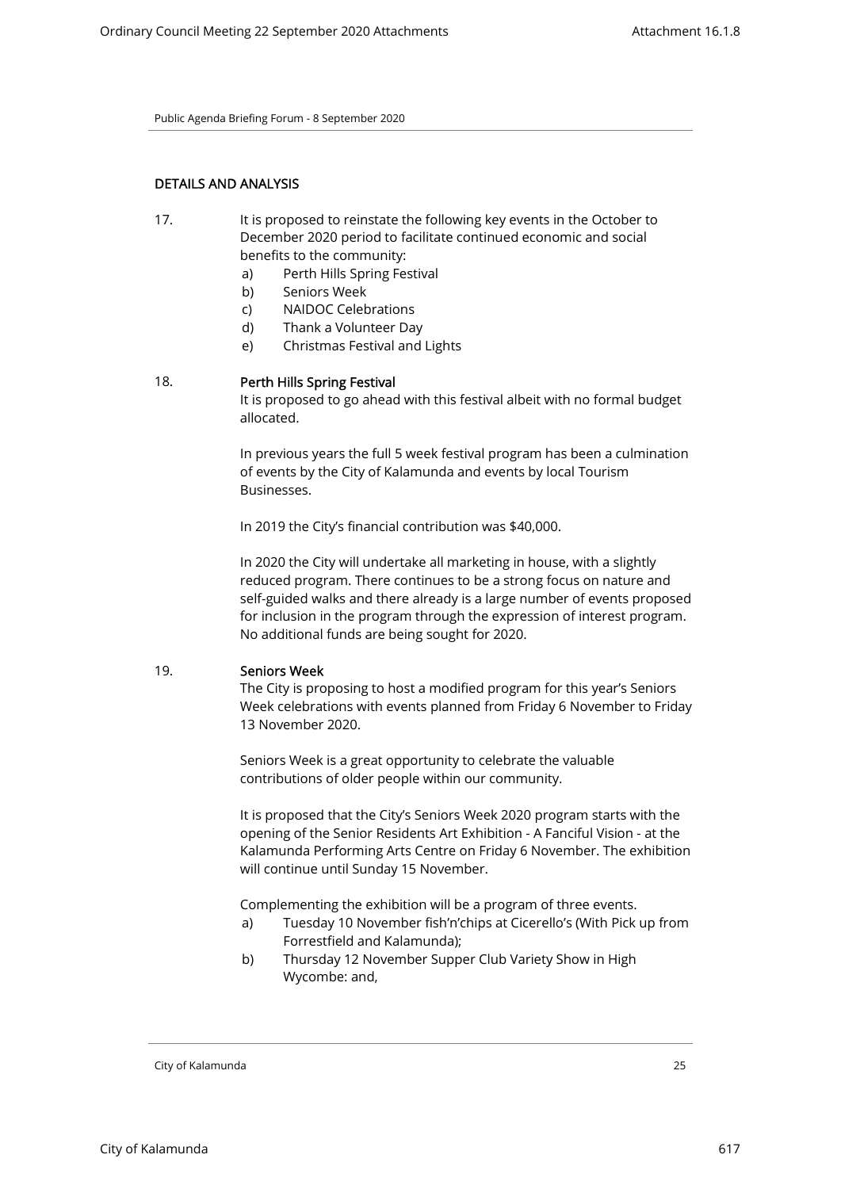## DETAILS AND ANALYSIS

17. It is proposed to reinstate the following key events in the October to December 2020 period to facilitate continued economic and social benefits to the community:
    a) Perth Hills Spring Festival
    b) Seniors Week
    c) NAIDOC Celebrations
    d) Thank a Volunteer Day
    e) Christmas Festival and Lights

18. **Perth Hills Spring Festival**

    It is proposed to go ahead with this festival albeit with no formal budget allocated.

    In previous years the full 5 week festival program has been a culmination of events by the City of Kalamunda and events by local Tourism Businesses.

    In 2019 the City's financial contribution was $40,000.

    In 2020 the City will undertake all marketing in house, with a slightly reduced program. There continues to be a strong focus on nature and self-guided walks and there already is a large number of events proposed for inclusion in the program through the expression of interest program. No additional funds are being sought for 2020.

19. **Seniors Week**

    The City is proposing to host a modified program for this year's Seniors Week celebrations with events planned from Friday 6 November to Friday 13 November 2020.

    Seniors Week is a great opportunity to celebrate the valuable contributions of older people within our community.

    It is proposed that the City's Seniors Week 2020 program starts with the opening of the Senior Residents Art Exhibition - A Fanciful Vision - at the Kalamunda Performing Arts Centre on Friday 6 November. The exhibition will continue until Sunday 15 November.

    Complementing the exhibition will be a program of three events.
    a) Tuesday 10 November fish'n'chips at Cicerello's (With Pick up from Forrestfield and Kalamunda);
    b) Thursday 12 November Supper Club Variety Show in High Wycombe: and,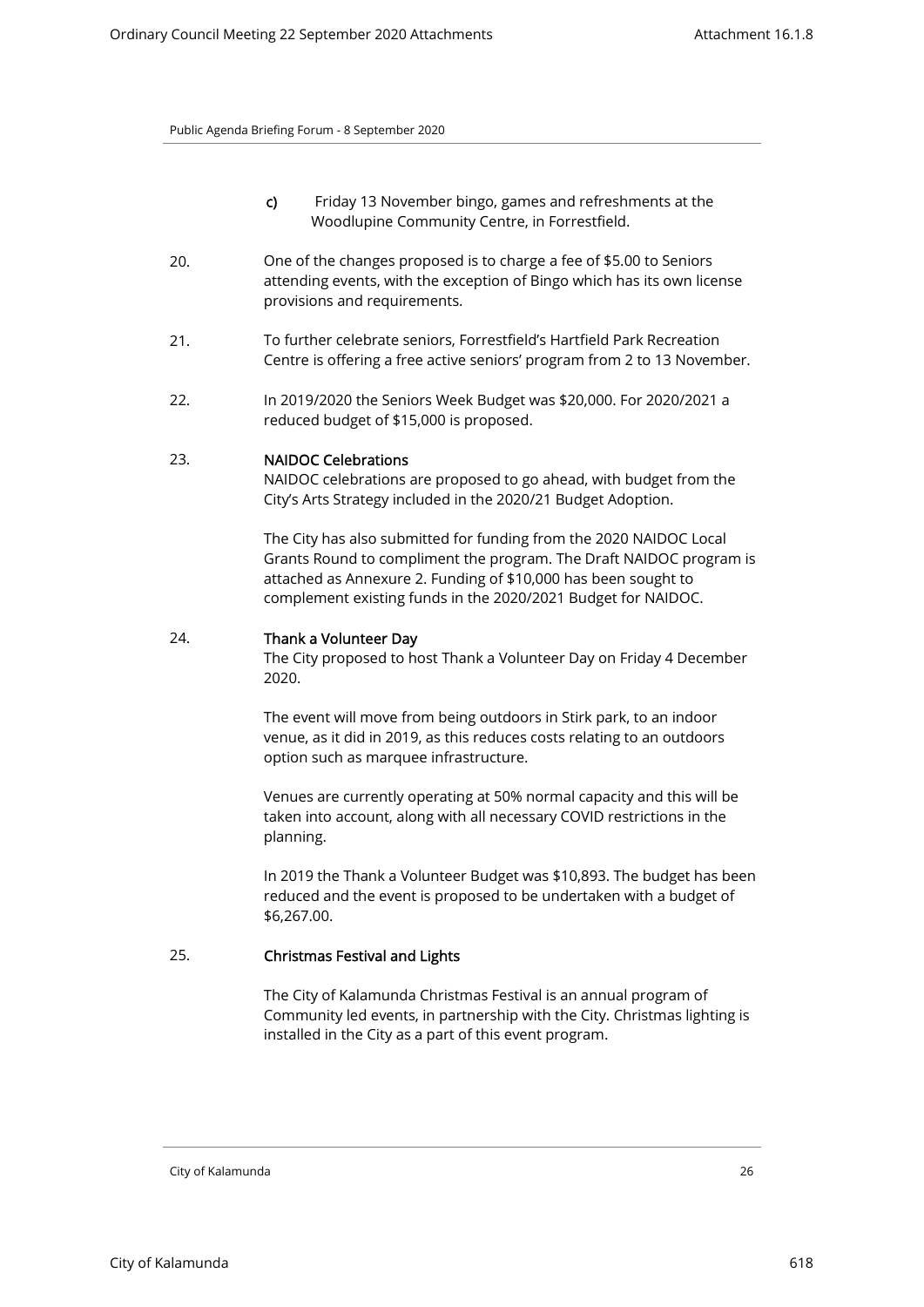c) Friday 13 November bingo, games and refreshments at the Woodlupine Community Centre, in Forrestfield.

20. One of the changes proposed is to charge a fee of $5.00 to Seniors attending events, with the exception of Bingo which has its own license provisions and requirements.

21. To further celebrate seniors, Forrestfield's Hartfield Park Recreation Centre is offering a free active seniors' program from 2 to 13 November.

22. In 2019/2020 the Seniors Week Budget was $20,000. For 2020/2021 a reduced budget of $15,000 is proposed.

23. **NAIDOC Celebrations**
NAIDOC celebrations are proposed to go ahead, with budget from the City's Arts Strategy included in the 2020/21 Budget Adoption.

The City has also submitted for funding from the 2020 NAIDOC Local Grants Round to compliment the program. The Draft NAIDOC program is attached as Annexure 2. Funding of $10,000 has been sought to complement existing funds in the 2020/2021 Budget for NAIDOC.

24. **Thank a Volunteer Day**
The City proposed to host Thank a Volunteer Day on Friday 4 December 2020.

The event will move from being outdoors in Stirk park, to an indoor venue, as it did in 2019, as this reduces costs relating to an outdoors option such as marquee infrastructure.

Venues are currently operating at 50% normal capacity and this will be taken into account, along with all necessary COVID restrictions in the planning.

In 2019 the Thank a Volunteer Budget was $10,893. The budget has been reduced and the event is proposed to be undertaken with a budget of $6,267.00.

25. **Christmas Festival and Lights**

The City of Kalamunda Christmas Festival is an annual program of Community led events, in partnership with the City. Christmas lighting is installed in the City as a part of this event program.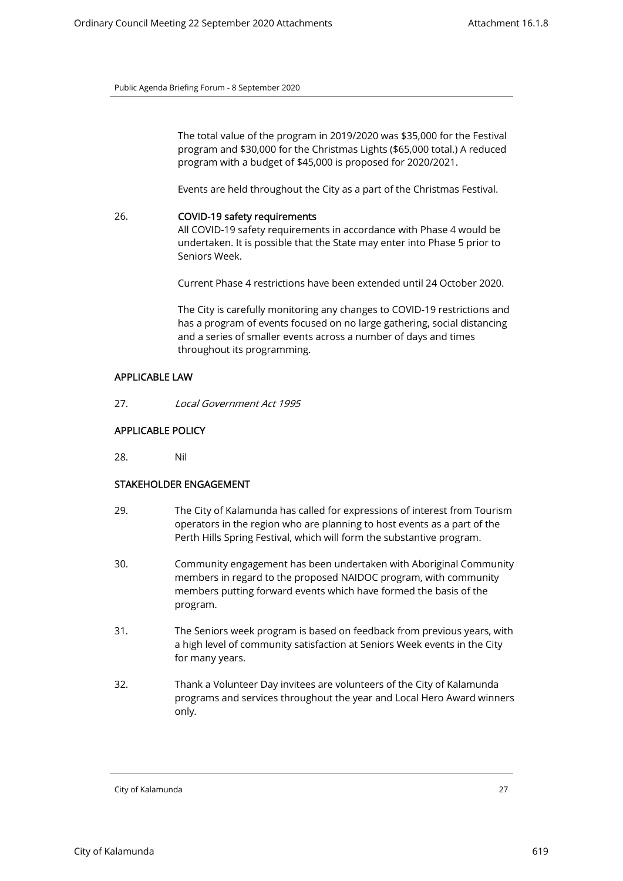The total value of the program in 2019/2020 was $35,000 for the Festival program and $30,000 for the Christmas Lights ($65,000 total.) A reduced program with a budget of $45,000 is proposed for 2020/2021.

Events are held throughout the City as a part of the Christmas Festival.

26. **COVID-19 safety requirements**

All COVID-19 safety requirements in accordance with Phase 4 would be undertaken. It is possible that the State may enter into Phase 5 prior to Seniors Week.

Current Phase 4 restrictions have been extended until 24 October 2020.

The City is carefully monitoring any changes to COVID-19 restrictions and has a program of events focused on no large gathering, social distancing and a series of smaller events across a number of days and times throughout its programming.

## APPLICABLE LAW

27. *Local Government Act 1995*

## APPLICABLE POLICY

28. Nil

## STAKEHOLDER ENGAGEMENT

29. The City of Kalamunda has called for expressions of interest from Tourism operators in the region who are planning to host events as a part of the Perth Hills Spring Festival, which will form the substantive program.

30. Community engagement has been undertaken with Aboriginal Community members in regard to the proposed NAIDOC program, with community members putting forward events which have formed the basis of the program.

31. The Seniors week program is based on feedback from previous years, with a high level of community satisfaction at Seniors Week events in the City for many years.

32. Thank a Volunteer Day invitees are volunteers of the City of Kalamunda programs and services throughout the year and Local Hero Award winners only.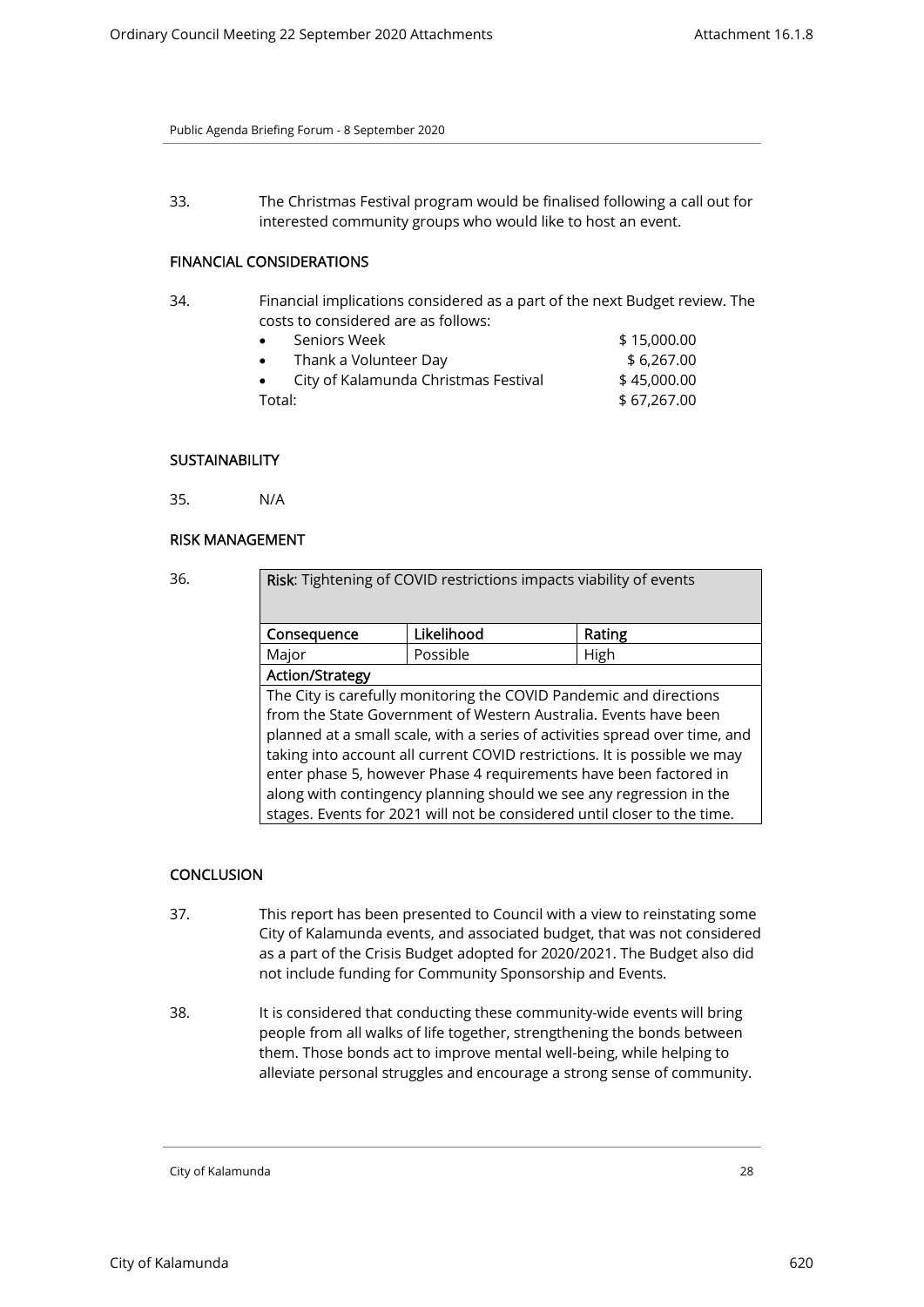33. The Christmas Festival program would be finalised following a call out for interested community groups who would like to host an event.

## FINANCIAL CONSIDERATIONS

34. Financial implications considered as a part of the next Budget review. The costs to considered are as follows:

- Seniors Week $ 15,000.00
- Thank a Volunteer Day $ 6,267.00
- City of Kalamunda Christmas Festival $ 45,000.00

Total: $ 67,267.00

## SUSTAINABILITY

35. N/A

## RISK MANAGEMENT

36.

| **Risk**: Tightening of COVID restrictions impacts viability of events | | |
|---|---|---|
| **Consequence** | **Likelihood** | **Rating** |
| Major | Possible | High |
| **Action/Strategy** | | |
| The City is carefully monitoring the COVID Pandemic and directions from the State Government of Western Australia. Events have been planned at a small scale, with a series of activities spread over time, and taking into account all current COVID restrictions. It is possible we may enter phase 5, however Phase 4 requirements have been factored in along with contingency planning should we see any regression in the stages. Events for 2021 will not be considered until closer to the time. | | |

## CONCLUSION

37. This report has been presented to Council with a view to reinstating some City of Kalamunda events, and associated budget, that was not considered as a part of the Crisis Budget adopted for 2020/2021. The Budget also did not include funding for Community Sponsorship and Events.

38. It is considered that conducting these community-wide events will bring people from all walks of life together, strengthening the bonds between them. Those bonds act to improve mental well-being, while helping to alleviate personal struggles and encourage a strong sense of community.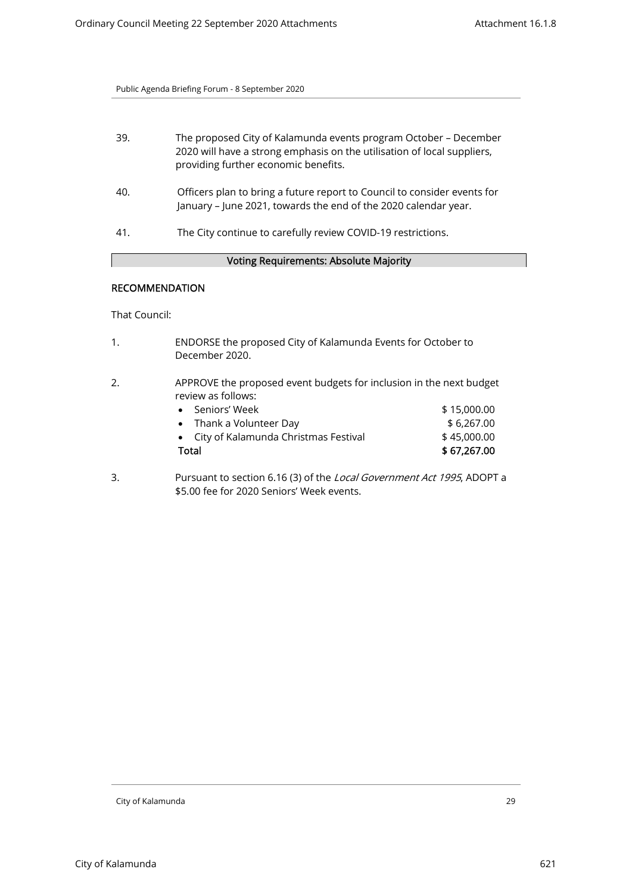39. The proposed City of Kalamunda events program October – December 2020 will have a strong emphasis on the utilisation of local suppliers, providing further economic benefits.

40. Officers plan to bring a future report to Council to consider events for January – June 2021, towards the end of the 2020 calendar year.

41. The City continue to carefully review COVID-19 restrictions.

**Voting Requirements: Absolute Majority**

**RECOMMENDATION**

That Council:

1. ENDORSE the proposed City of Kalamunda Events for October to December 2020.

2. APPROVE the proposed event budgets for inclusion in the next budget review as follows:

| | |
|---|---|
| • Seniors' Week | $ 15,000.00 |
| • Thank a Volunteer Day | $ 6,267.00 |
| • City of Kalamunda Christmas Festival | $ 45,000.00 |
| **Total** | **$ 67,267.00** |

3. Pursuant to section 6.16 (3) of the *Local Government Act 1995*, ADOPT a $5.00 fee for 2020 Seniors' Week events.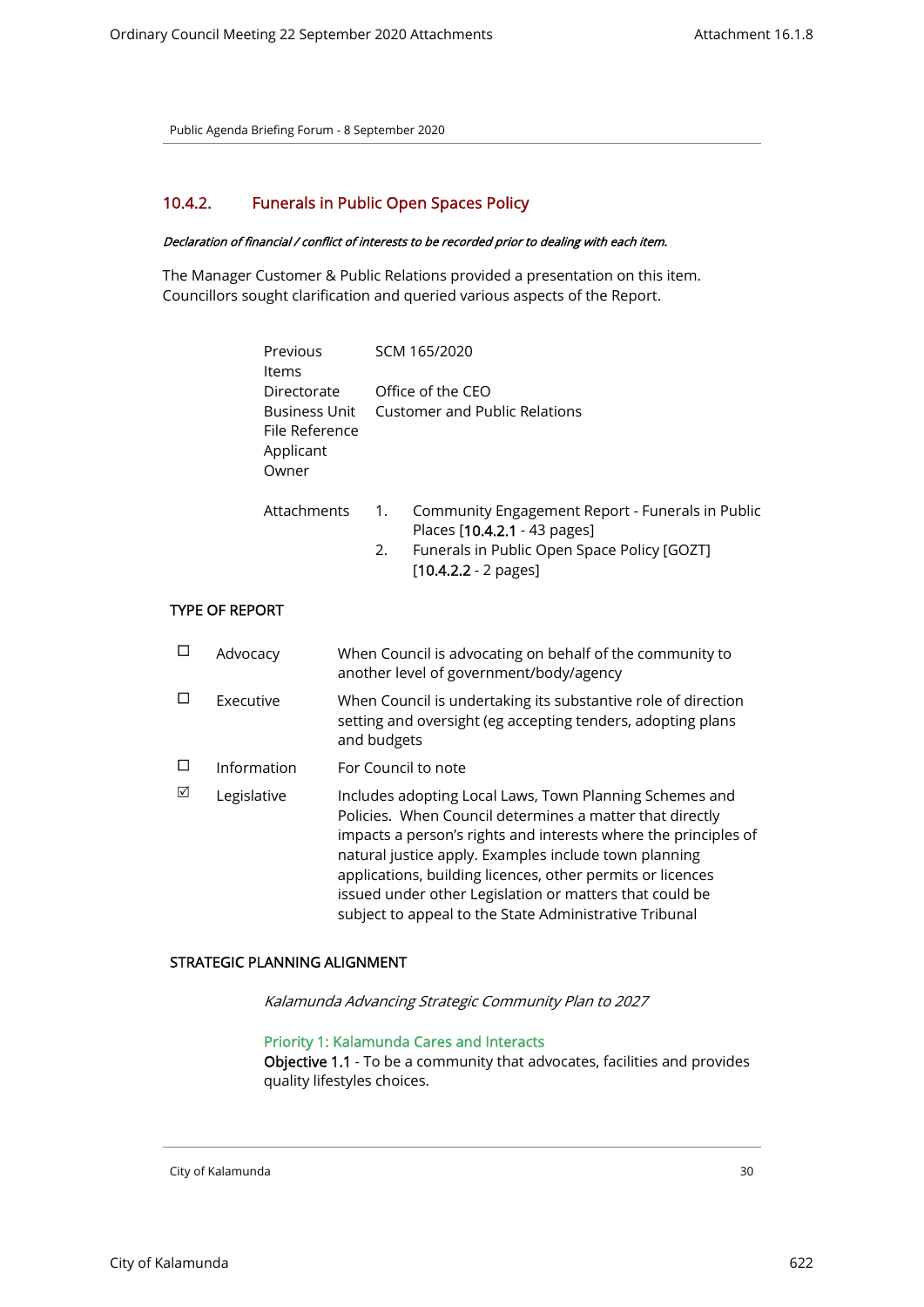## 10.4.2. Funerals in Public Open Spaces Policy

***Declaration of financial / conflict of interests to be recorded prior to dealing with each item.***

The Manager Customer & Public Relations provided a presentation on this item. Councillors sought clarification and queried various aspects of the Report.

| | |
|---|---|
| Previous Items | SCM 165/2020 |
| Directorate | Office of the CEO |
| Business Unit | Customer and Public Relations |
| File Reference | |
| Applicant | |
| Owner | |
| Attachments | 1. Community Engagement Report - Funerals in Public Places [10.4.2.1 - 43 pages]<br>2. Funerals in Public Open Space Policy [GOZT] [10.4.2.2 - 2 pages] |

### TYPE OF REPORT

| | | |
|---|---|---|
| ☐ | Advocacy | When Council is advocating on behalf of the community to another level of government/body/agency |
| ☐ | Executive | When Council is undertaking its substantive role of direction setting and oversight (eg accepting tenders, adopting plans and budgets |
| ☐ | Information | For Council to note |
| ☑ | Legislative | Includes adopting Local Laws, Town Planning Schemes and Policies. When Council determines a matter that directly impacts a person's rights and interests where the principles of natural justice apply. Examples include town planning applications, building licences, other permits or licences issued under other Legislation or matters that could be subject to appeal to the State Administrative Tribunal |

### STRATEGIC PLANNING ALIGNMENT

*Kalamunda Advancing Strategic Community Plan to 2027*

Priority 1: Kalamunda Cares and Interacts
**Objective 1.1** - To be a community that advocates, facilities and provides quality lifestyles choices.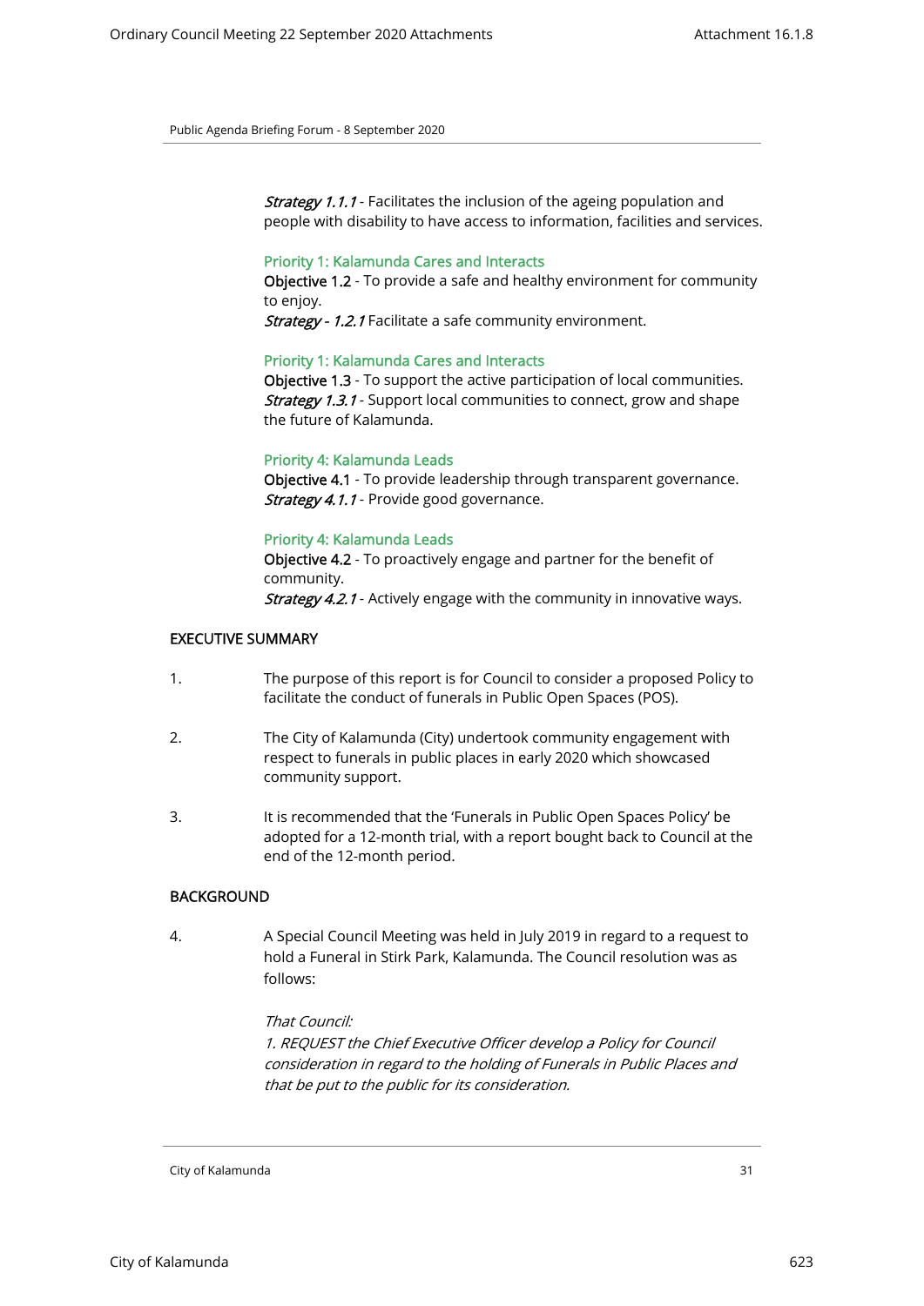*Strategy 1.1.1* - Facilitates the inclusion of the ageing population and people with disability to have access to information, facilities and services.

Priority 1: Kalamunda Cares and Interacts
**Objective 1.2** - To provide a safe and healthy environment for community to enjoy.
*Strategy - 1.2.1* Facilitate a safe community environment.

Priority 1: Kalamunda Cares and Interacts
**Objective 1.3** - To support the active participation of local communities.
*Strategy 1.3.1* - Support local communities to connect, grow and shape the future of Kalamunda.

Priority 4: Kalamunda Leads
**Objective 4.1** - To provide leadership through transparent governance.
*Strategy 4.1.1* - Provide good governance.

Priority 4: Kalamunda Leads
**Objective 4.2** - To proactively engage and partner for the benefit of community.
*Strategy 4.2.1* - Actively engage with the community in innovative ways.

## EXECUTIVE SUMMARY

1. The purpose of this report is for Council to consider a proposed Policy to facilitate the conduct of funerals in Public Open Spaces (POS).

2. The City of Kalamunda (City) undertook community engagement with respect to funerals in public places in early 2020 which showcased community support.

3. It is recommended that the 'Funerals in Public Open Spaces Policy' be adopted for a 12-month trial, with a report bought back to Council at the end of the 12-month period.

## BACKGROUND

4. A Special Council Meeting was held in July 2019 in regard to a request to hold a Funeral in Stirk Park, Kalamunda. The Council resolution was as follows:

   *That Council:*
   *1. REQUEST the Chief Executive Officer develop a Policy for Council consideration in regard to the holding of Funerals in Public Places and that be put to the public for its consideration.*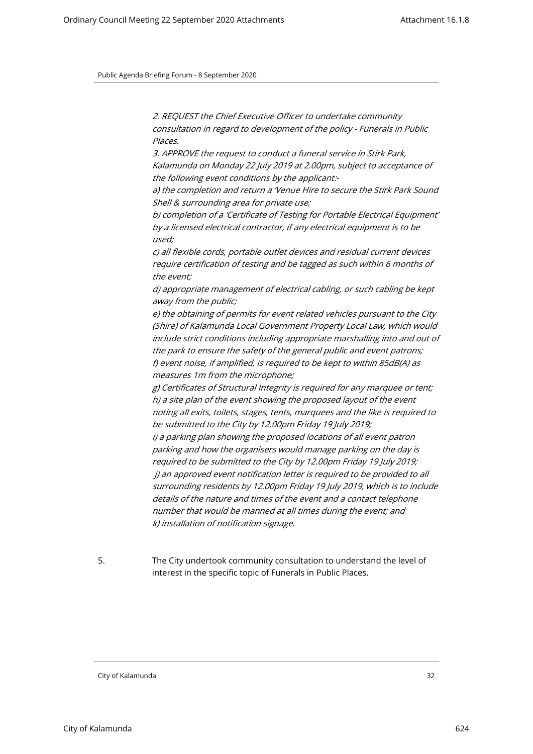*2. REQUEST the Chief Executive Officer to undertake community consultation in regard to development of the policy - Funerals in Public Places.*

*3. APPROVE the request to conduct a funeral service in Stirk Park, Kalamunda on Monday 22 July 2019 at 2.00pm, subject to acceptance of the following event conditions by the applicant:-*

*a) the completion and return a 'Venue Hire to secure the Stirk Park Sound Shell & surrounding area for private use;*

*b) completion of a 'Certificate of Testing for Portable Electrical Equipment' by a licensed electrical contractor, if any electrical equipment is to be used;*

*c) all flexible cords, portable outlet devices and residual current devices require certification of testing and be tagged as such within 6 months of the event;*

*d) appropriate management of electrical cabling, or such cabling be kept away from the public;*

*e) the obtaining of permits for event related vehicles pursuant to the City (Shire) of Kalamunda Local Government Property Local Law, which would include strict conditions including appropriate marshalling into and out of the park to ensure the safety of the general public and event patrons;*

*f) event noise, if amplified, is required to be kept to within 85dB(A) as measures 1m from the microphone;*

*g) Certificates of Structural Integrity is required for any marquee or tent;*

*h) a site plan of the event showing the proposed layout of the event noting all exits, toilets, stages, tents, marquees and the like is required to be submitted to the City by 12.00pm Friday 19 July 2019;*

*i) a parking plan showing the proposed locations of all event patron parking and how the organisers would manage parking on the day is required to be submitted to the City by 12.00pm Friday 19 July 2019;*

*j) an approved event notification letter is required to be provided to all surrounding residents by 12.00pm Friday 19 July 2019, which is to include details of the nature and times of the event and a contact telephone number that would be manned at all times during the event; and*

*k) installation of notification signage.*

5. The City undertook community consultation to understand the level of interest in the specific topic of Funerals in Public Places.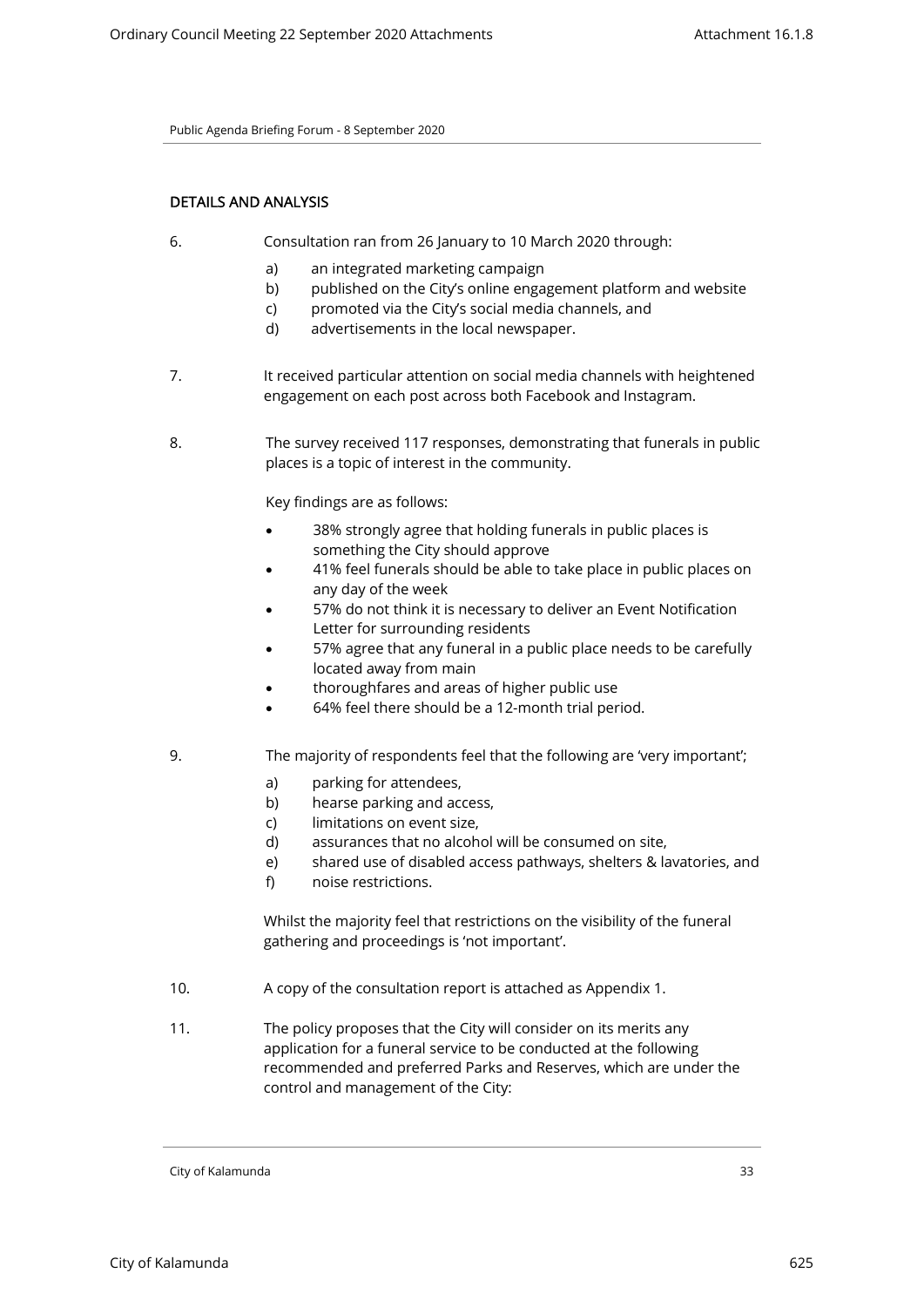## DETAILS AND ANALYSIS

6. Consultation ran from 26 January to 10 March 2020 through:

   a) an integrated marketing campaign
   b) published on the City's online engagement platform and website
   c) promoted via the City's social media channels, and
   d) advertisements in the local newspaper.

7. It received particular attention on social media channels with heightened engagement on each post across both Facebook and Instagram.

8. The survey received 117 responses, demonstrating that funerals in public places is a topic of interest in the community.

   Key findings are as follows:

   - 38% strongly agree that holding funerals in public places is something the City should approve
   - 41% feel funerals should be able to take place in public places on any day of the week
   - 57% do not think it is necessary to deliver an Event Notification Letter for surrounding residents
   - 57% agree that any funeral in a public place needs to be carefully located away from main
   - thoroughfares and areas of higher public use
   - 64% feel there should be a 12-month trial period.

9. The majority of respondents feel that the following are 'very important';

   a) parking for attendees,
   b) hearse parking and access,
   c) limitations on event size,
   d) assurances that no alcohol will be consumed on site,
   e) shared use of disabled access pathways, shelters & lavatories, and
   f) noise restrictions.

   Whilst the majority feel that restrictions on the visibility of the funeral gathering and proceedings is 'not important'.

10. A copy of the consultation report is attached as Appendix 1.

11. The policy proposes that the City will consider on its merits any application for a funeral service to be conducted at the following recommended and preferred Parks and Reserves, which are under the control and management of the City: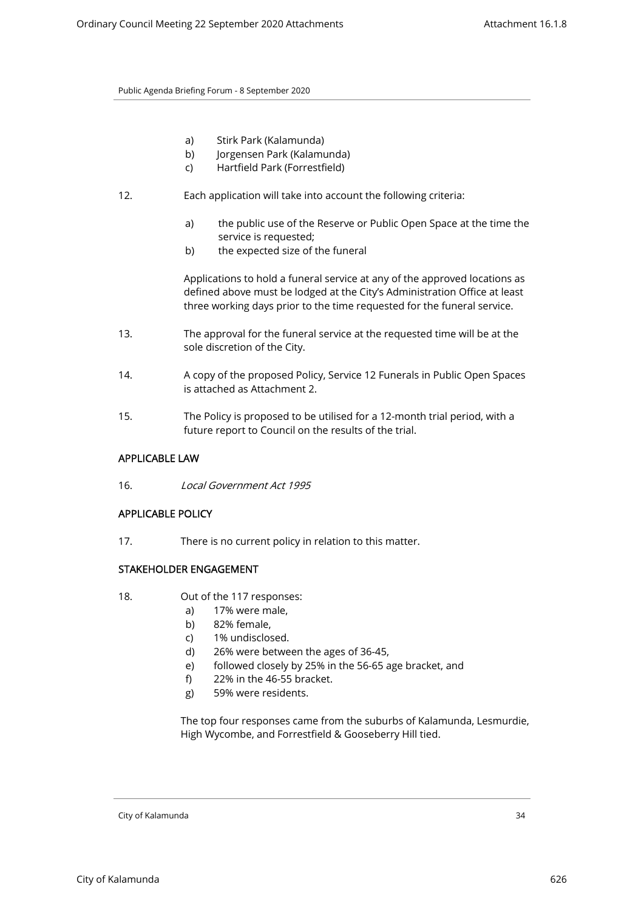a) Stirk Park (Kalamunda)
b) Jorgensen Park (Kalamunda)
c) Hartfield Park (Forrestfield)

12. Each application will take into account the following criteria:

    a) the public use of the Reserve or Public Open Space at the time the service is requested;
    b) the expected size of the funeral

    Applications to hold a funeral service at any of the approved locations as defined above must be lodged at the City's Administration Office at least three working days prior to the time requested for the funeral service.

13. The approval for the funeral service at the requested time will be at the sole discretion of the City.

14. A copy of the proposed Policy, Service 12 Funerals in Public Open Spaces is attached as Attachment 2.

15. The Policy is proposed to be utilised for a 12-month trial period, with a future report to Council on the results of the trial.

## APPLICABLE LAW

16. *Local Government Act 1995*

## APPLICABLE POLICY

17. There is no current policy in relation to this matter.

## STAKEHOLDER ENGAGEMENT

18. Out of the 117 responses:
    a) 17% were male,
    b) 82% female,
    c) 1% undisclosed.
    d) 26% were between the ages of 36-45,
    e) followed closely by 25% in the 56-65 age bracket, and
    f) 22% in the 46-55 bracket.
    g) 59% were residents.

    The top four responses came from the suburbs of Kalamunda, Lesmurdie, High Wycombe, and Forrestfield & Gooseberry Hill tied.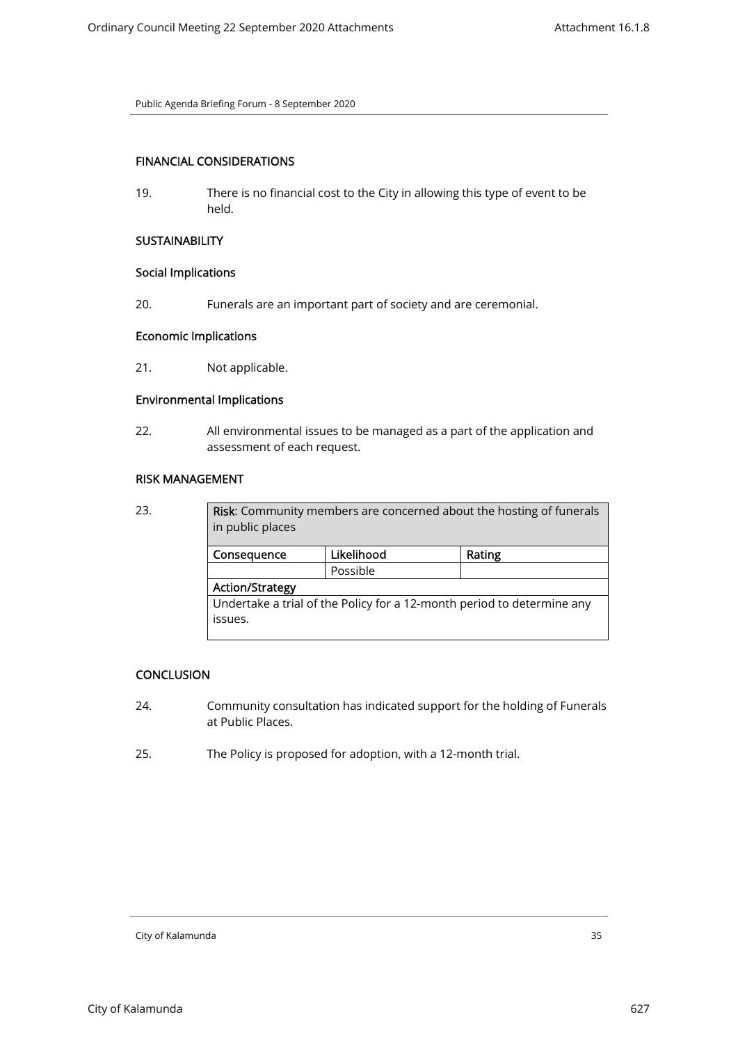## FINANCIAL CONSIDERATIONS

19. There is no financial cost to the City in allowing this type of event to be held.

## SUSTAINABILITY

### Social Implications

20. Funerals are an important part of society and are ceremonial.

### Economic Implications

21. Not applicable.

### Environmental Implications

22. All environmental issues to be managed as a part of the application and assessment of each request.

## RISK MANAGEMENT

23.

| **Risk**: Community members are concerned about the hosting of funerals in public places | | |
|---|---|---|
| **Consequence** | **Likelihood** | **Rating** |
| | Possible | |
| **Action/Strategy** | | |
| Undertake a trial of the Policy for a 12-month period to determine any issues. | | |

## CONCLUSION

24. Community consultation has indicated support for the holding of Funerals at Public Places.

25. The Policy is proposed for adoption, with a 12-month trial.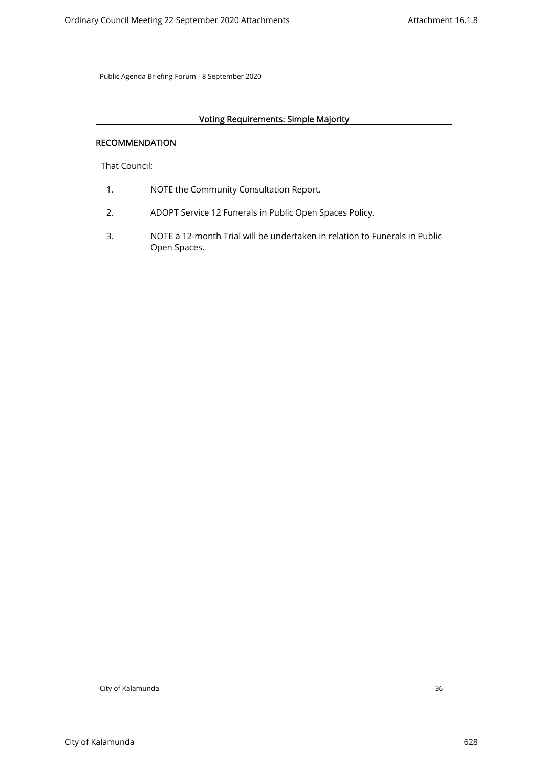**Voting Requirements: Simple Majority**

**RECOMMENDATION**

That Council:

1. NOTE the Community Consultation Report.
2. ADOPT Service 12 Funerals in Public Open Spaces Policy.
3. NOTE a 12-month Trial will be undertaken in relation to Funerals in Public Open Spaces.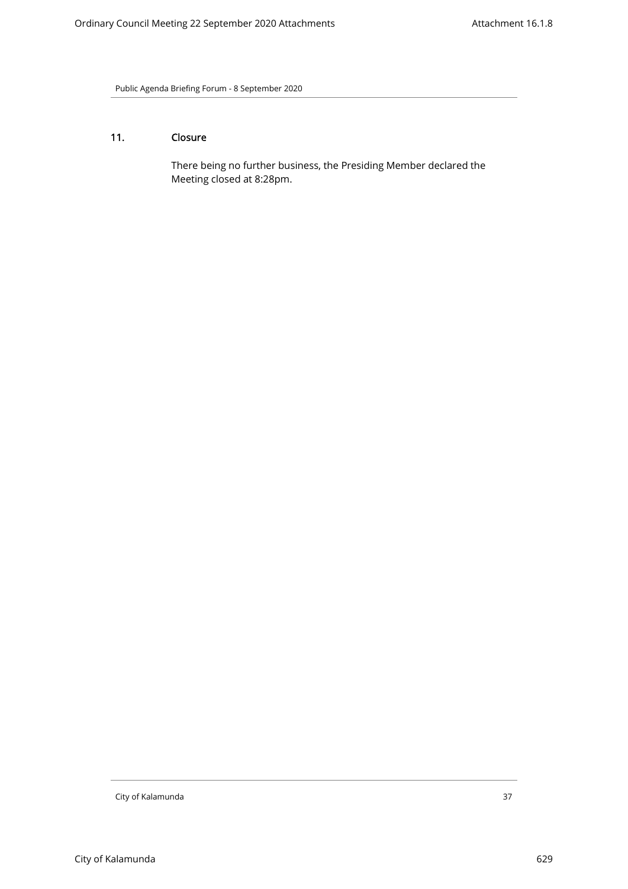## 11. Closure

There being no further business, the Presiding Member declared the Meeting closed at 8:28pm.